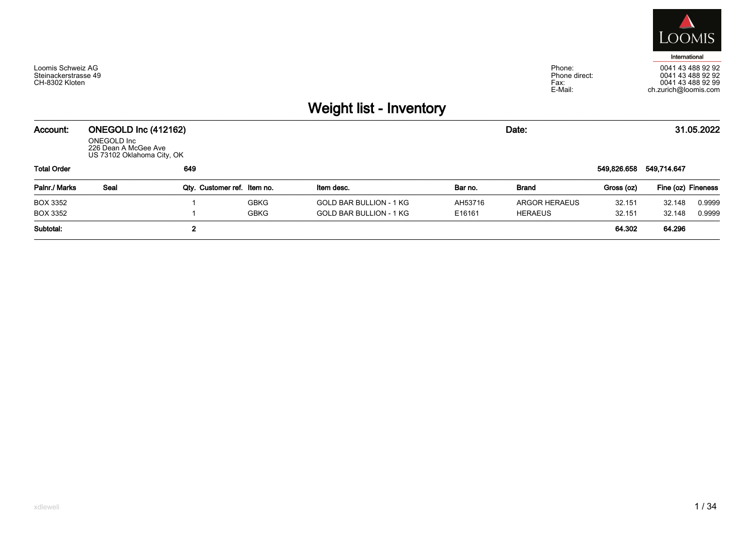LOOMIS

International

Loomis Schweiz AG
Steinackerstrasse 49
CH-8302 Kloten

Phone: 0041 43 488 92 92
Phone direct: 0041 43 488 92 92
Fax: 0041 43 488 92 99
E-Mail: ch.zurich@loomis.com

# Weight list - Inventory

**Account:** **ONEGOLD Inc (412162)** **Date:** **31.05.2022**

ONEGOLD Inc
226 Dean A McGee Ave
US 73102 Oklahoma City, OK

| Palnr./ Marks | Seal | Qty. | Customer ref. | Item no. | Item desc. | Bar no. | Brand | Gross (oz) | Fine (oz) | Fineness |
|---|---|---|---|---|---|---|---|---|---|---|
| **Total Order** | | **649** | | | | | | **549,826.658** | **549,714.647** | |
| BOX 3352 | | 1 | | GBKG | GOLD BAR BULLION - 1 KG | AH53716 | ARGOR HERAEUS | 32.151 | 32.148 | 0.9999 |
| BOX 3352 | | 1 | | GBKG | GOLD BAR BULLION - 1 KG | E16161 | HERAEUS | 32.151 | 32.148 | 0.9999 |
| **Subtotal:** | | **2** | | | | | | **64.302** | **64.296** | |

xdleweli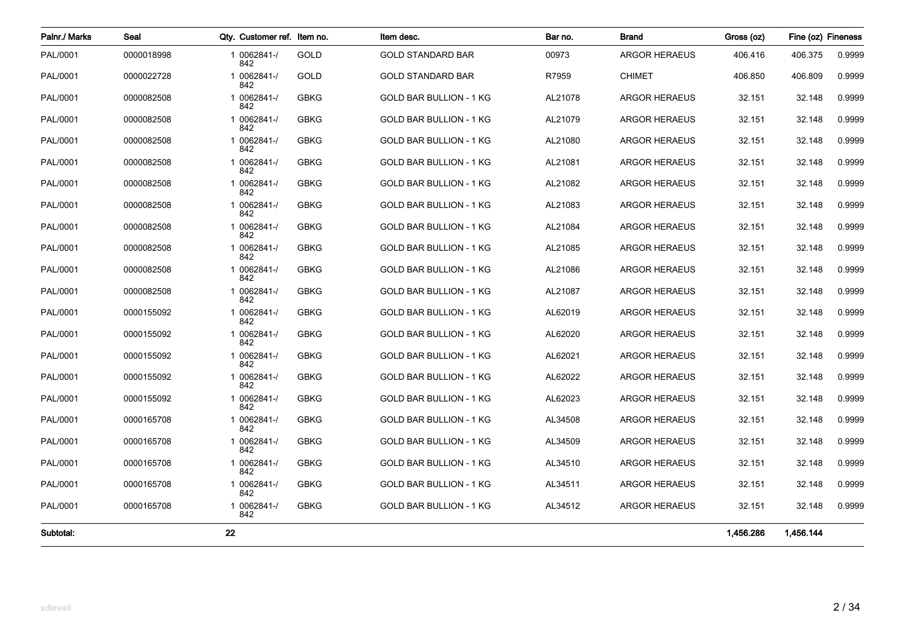| Palnr./ Marks | Seal | Qty. | Customer ref. | Item no. | Item desc. | Bar no. | Brand | Gross (oz) | Fine (oz) | Fineness |
|---|---|---|---|---|---|---|---|---|---|---|
| PAL/0001 | 0000018998 | 1 | 0062841-/842 | GOLD | GOLD STANDARD BAR | 00973 | ARGOR HERAEUS | 406.416 | 406.375 | 0.9999 |
| PAL/0001 | 0000022728 | 1 | 0062841-/842 | GOLD | GOLD STANDARD BAR | R7959 | CHIMET | 406.850 | 406.809 | 0.9999 |
| PAL/0001 | 0000082508 | 1 | 0062841-/842 | GBKG | GOLD BAR BULLION - 1 KG | AL21078 | ARGOR HERAEUS | 32.151 | 32.148 | 0.9999 |
| PAL/0001 | 0000082508 | 1 | 0062841-/842 | GBKG | GOLD BAR BULLION - 1 KG | AL21079 | ARGOR HERAEUS | 32.151 | 32.148 | 0.9999 |
| PAL/0001 | 0000082508 | 1 | 0062841-/842 | GBKG | GOLD BAR BULLION - 1 KG | AL21080 | ARGOR HERAEUS | 32.151 | 32.148 | 0.9999 |
| PAL/0001 | 0000082508 | 1 | 0062841-/842 | GBKG | GOLD BAR BULLION - 1 KG | AL21081 | ARGOR HERAEUS | 32.151 | 32.148 | 0.9999 |
| PAL/0001 | 0000082508 | 1 | 0062841-/842 | GBKG | GOLD BAR BULLION - 1 KG | AL21082 | ARGOR HERAEUS | 32.151 | 32.148 | 0.9999 |
| PAL/0001 | 0000082508 | 1 | 0062841-/842 | GBKG | GOLD BAR BULLION - 1 KG | AL21083 | ARGOR HERAEUS | 32.151 | 32.148 | 0.9999 |
| PAL/0001 | 0000082508 | 1 | 0062841-/842 | GBKG | GOLD BAR BULLION - 1 KG | AL21084 | ARGOR HERAEUS | 32.151 | 32.148 | 0.9999 |
| PAL/0001 | 0000082508 | 1 | 0062841-/842 | GBKG | GOLD BAR BULLION - 1 KG | AL21085 | ARGOR HERAEUS | 32.151 | 32.148 | 0.9999 |
| PAL/0001 | 0000082508 | 1 | 0062841-/842 | GBKG | GOLD BAR BULLION - 1 KG | AL21086 | ARGOR HERAEUS | 32.151 | 32.148 | 0.9999 |
| PAL/0001 | 0000082508 | 1 | 0062841-/842 | GBKG | GOLD BAR BULLION - 1 KG | AL21087 | ARGOR HERAEUS | 32.151 | 32.148 | 0.9999 |
| PAL/0001 | 0000155092 | 1 | 0062841-/842 | GBKG | GOLD BAR BULLION - 1 KG | AL62019 | ARGOR HERAEUS | 32.151 | 32.148 | 0.9999 |
| PAL/0001 | 0000155092 | 1 | 0062841-/842 | GBKG | GOLD BAR BULLION - 1 KG | AL62020 | ARGOR HERAEUS | 32.151 | 32.148 | 0.9999 |
| PAL/0001 | 0000155092 | 1 | 0062841-/842 | GBKG | GOLD BAR BULLION - 1 KG | AL62021 | ARGOR HERAEUS | 32.151 | 32.148 | 0.9999 |
| PAL/0001 | 0000155092 | 1 | 0062841-/842 | GBKG | GOLD BAR BULLION - 1 KG | AL62022 | ARGOR HERAEUS | 32.151 | 32.148 | 0.9999 |
| PAL/0001 | 0000155092 | 1 | 0062841-/842 | GBKG | GOLD BAR BULLION - 1 KG | AL62023 | ARGOR HERAEUS | 32.151 | 32.148 | 0.9999 |
| PAL/0001 | 0000165708 | 1 | 0062841-/842 | GBKG | GOLD BAR BULLION - 1 KG | AL34508 | ARGOR HERAEUS | 32.151 | 32.148 | 0.9999 |
| PAL/0001 | 0000165708 | 1 | 0062841-/842 | GBKG | GOLD BAR BULLION - 1 KG | AL34509 | ARGOR HERAEUS | 32.151 | 32.148 | 0.9999 |
| PAL/0001 | 0000165708 | 1 | 0062841-/842 | GBKG | GOLD BAR BULLION - 1 KG | AL34510 | ARGOR HERAEUS | 32.151 | 32.148 | 0.9999 |
| PAL/0001 | 0000165708 | 1 | 0062841-/842 | GBKG | GOLD BAR BULLION - 1 KG | AL34511 | ARGOR HERAEUS | 32.151 | 32.148 | 0.9999 |
| PAL/0001 | 0000165708 | 1 | 0062841-/842 | GBKG | GOLD BAR BULLION - 1 KG | AL34512 | ARGOR HERAEUS | 32.151 | 32.148 | 0.9999 |
| **Subtotal:** | | **22** | | | | | | **1,456.286** | **1,456.144** | |

xdleweli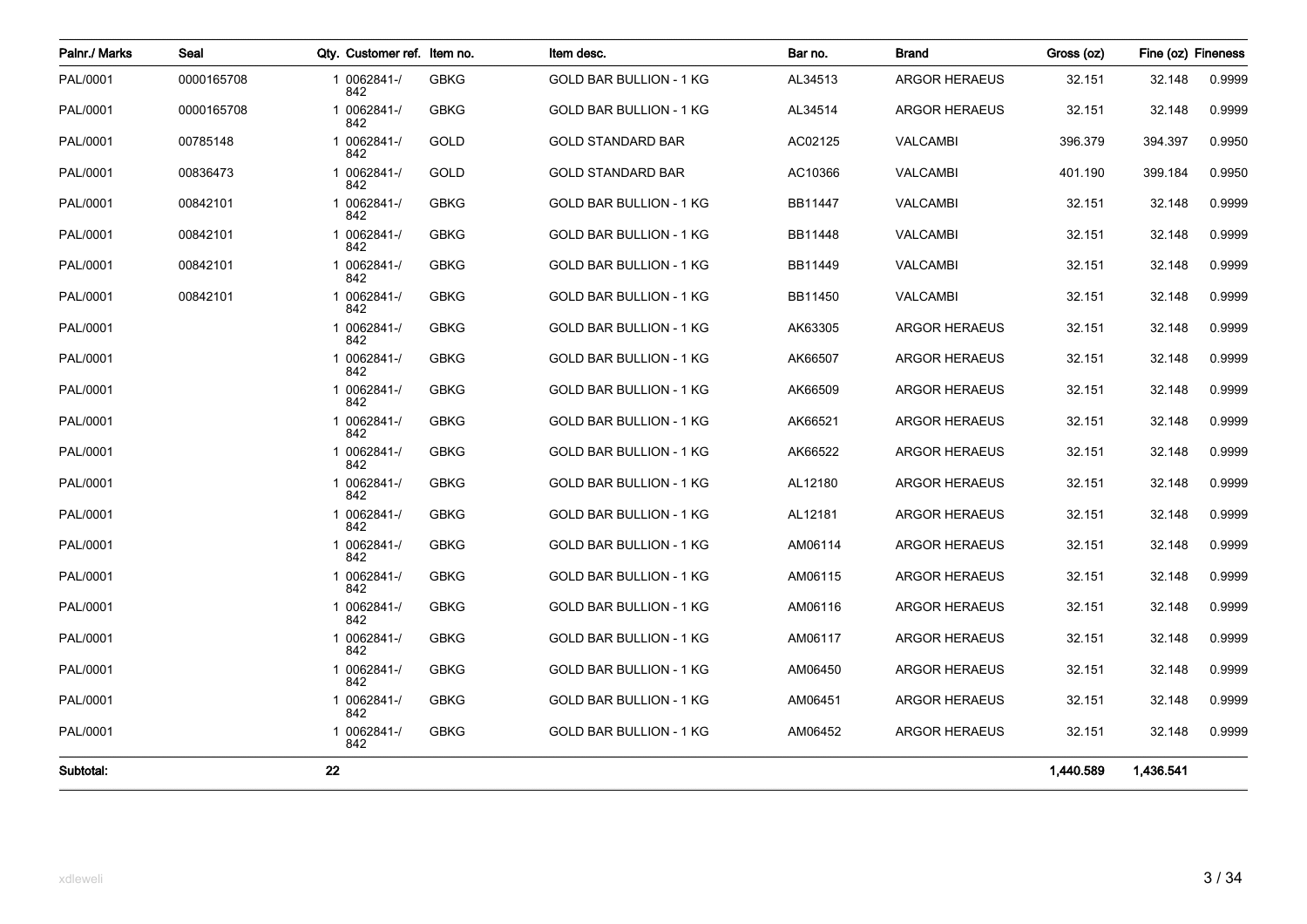| Palnr./ Marks | Seal | Qty. | Customer ref. | Item no. | Item desc. | Bar no. | Brand | Gross (oz) | Fine (oz) | Fineness |
|---|---|---|---|---|---|---|---|---|---|---|
| PAL/0001 | 0000165708 | 1 | 0062841-/842 | GBKG | GOLD BAR BULLION - 1 KG | AL34513 | ARGOR HERAEUS | 32.151 | 32.148 | 0.9999 |
| PAL/0001 | 0000165708 | 1 | 0062841-/842 | GBKG | GOLD BAR BULLION - 1 KG | AL34514 | ARGOR HERAEUS | 32.151 | 32.148 | 0.9999 |
| PAL/0001 | 00785148 | 1 | 0062841-/842 | GOLD | GOLD STANDARD BAR | AC02125 | VALCAMBI | 396.379 | 394.397 | 0.9950 |
| PAL/0001 | 00836473 | 1 | 0062841-/842 | GOLD | GOLD STANDARD BAR | AC10366 | VALCAMBI | 401.190 | 399.184 | 0.9950 |
| PAL/0001 | 00842101 | 1 | 0062841-/842 | GBKG | GOLD BAR BULLION - 1 KG | BB11447 | VALCAMBI | 32.151 | 32.148 | 0.9999 |
| PAL/0001 | 00842101 | 1 | 0062841-/842 | GBKG | GOLD BAR BULLION - 1 KG | BB11448 | VALCAMBI | 32.151 | 32.148 | 0.9999 |
| PAL/0001 | 00842101 | 1 | 0062841-/842 | GBKG | GOLD BAR BULLION - 1 KG | BB11449 | VALCAMBI | 32.151 | 32.148 | 0.9999 |
| PAL/0001 | 00842101 | 1 | 0062841-/842 | GBKG | GOLD BAR BULLION - 1 KG | BB11450 | VALCAMBI | 32.151 | 32.148 | 0.9999 |
| PAL/0001 | | 1 | 0062841-/842 | GBKG | GOLD BAR BULLION - 1 KG | AK63305 | ARGOR HERAEUS | 32.151 | 32.148 | 0.9999 |
| PAL/0001 | | 1 | 0062841-/842 | GBKG | GOLD BAR BULLION - 1 KG | AK66507 | ARGOR HERAEUS | 32.151 | 32.148 | 0.9999 |
| PAL/0001 | | 1 | 0062841-/842 | GBKG | GOLD BAR BULLION - 1 KG | AK66509 | ARGOR HERAEUS | 32.151 | 32.148 | 0.9999 |
| PAL/0001 | | 1 | 0062841-/842 | GBKG | GOLD BAR BULLION - 1 KG | AK66521 | ARGOR HERAEUS | 32.151 | 32.148 | 0.9999 |
| PAL/0001 | | 1 | 0062841-/842 | GBKG | GOLD BAR BULLION - 1 KG | AK66522 | ARGOR HERAEUS | 32.151 | 32.148 | 0.9999 |
| PAL/0001 | | 1 | 0062841-/842 | GBKG | GOLD BAR BULLION - 1 KG | AL12180 | ARGOR HERAEUS | 32.151 | 32.148 | 0.9999 |
| PAL/0001 | | 1 | 0062841-/842 | GBKG | GOLD BAR BULLION - 1 KG | AL12181 | ARGOR HERAEUS | 32.151 | 32.148 | 0.9999 |
| PAL/0001 | | 1 | 0062841-/842 | GBKG | GOLD BAR BULLION - 1 KG | AM06114 | ARGOR HERAEUS | 32.151 | 32.148 | 0.9999 |
| PAL/0001 | | 1 | 0062841-/842 | GBKG | GOLD BAR BULLION - 1 KG | AM06115 | ARGOR HERAEUS | 32.151 | 32.148 | 0.9999 |
| PAL/0001 | | 1 | 0062841-/842 | GBKG | GOLD BAR BULLION - 1 KG | AM06116 | ARGOR HERAEUS | 32.151 | 32.148 | 0.9999 |
| PAL/0001 | | 1 | 0062841-/842 | GBKG | GOLD BAR BULLION - 1 KG | AM06117 | ARGOR HERAEUS | 32.151 | 32.148 | 0.9999 |
| PAL/0001 | | 1 | 0062841-/842 | GBKG | GOLD BAR BULLION - 1 KG | AM06450 | ARGOR HERAEUS | 32.151 | 32.148 | 0.9999 |
| PAL/0001 | | 1 | 0062841-/842 | GBKG | GOLD BAR BULLION - 1 KG | AM06451 | ARGOR HERAEUS | 32.151 | 32.148 | 0.9999 |
| PAL/0001 | | 1 | 0062841-/842 | GBKG | GOLD BAR BULLION - 1 KG | AM06452 | ARGOR HERAEUS | 32.151 | 32.148 | 0.9999 |
| **Subtotal:** | | **22** | | | | | | **1,440.589** | **1,436.541** | |

xdleweli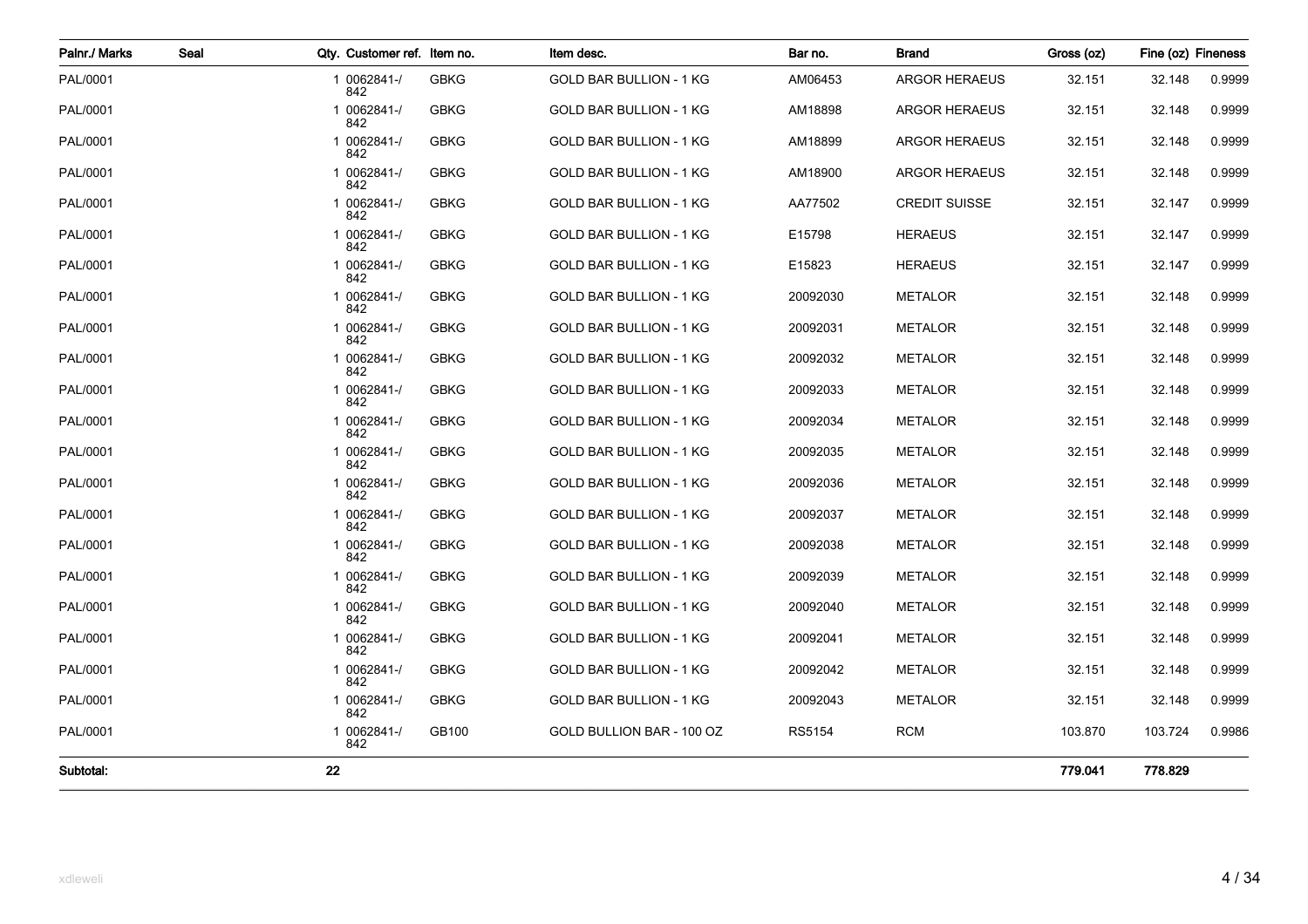| Palnr./ Marks | Seal | Qty. | Customer ref. | Item no. | Item desc. | Bar no. | Brand | Gross (oz) | Fine (oz) | Fineness |
|---|---|---|---|---|---|---|---|---|---|---|
| PAL/0001 | | 1 | 0062841-/842 | GBKG | GOLD BAR BULLION - 1 KG | AM06453 | ARGOR HERAEUS | 32.151 | 32.148 | 0.9999 |
| PAL/0001 | | 1 | 0062841-/842 | GBKG | GOLD BAR BULLION - 1 KG | AM18898 | ARGOR HERAEUS | 32.151 | 32.148 | 0.9999 |
| PAL/0001 | | 1 | 0062841-/842 | GBKG | GOLD BAR BULLION - 1 KG | AM18899 | ARGOR HERAEUS | 32.151 | 32.148 | 0.9999 |
| PAL/0001 | | 1 | 0062841-/842 | GBKG | GOLD BAR BULLION - 1 KG | AM18900 | ARGOR HERAEUS | 32.151 | 32.148 | 0.9999 |
| PAL/0001 | | 1 | 0062841-/842 | GBKG | GOLD BAR BULLION - 1 KG | AA77502 | CREDIT SUISSE | 32.151 | 32.147 | 0.9999 |
| PAL/0001 | | 1 | 0062841-/842 | GBKG | GOLD BAR BULLION - 1 KG | E15798 | HERAEUS | 32.151 | 32.147 | 0.9999 |
| PAL/0001 | | 1 | 0062841-/842 | GBKG | GOLD BAR BULLION - 1 KG | E15823 | HERAEUS | 32.151 | 32.147 | 0.9999 |
| PAL/0001 | | 1 | 0062841-/842 | GBKG | GOLD BAR BULLION - 1 KG | 20092030 | METALOR | 32.151 | 32.148 | 0.9999 |
| PAL/0001 | | 1 | 0062841-/842 | GBKG | GOLD BAR BULLION - 1 KG | 20092031 | METALOR | 32.151 | 32.148 | 0.9999 |
| PAL/0001 | | 1 | 0062841-/842 | GBKG | GOLD BAR BULLION - 1 KG | 20092032 | METALOR | 32.151 | 32.148 | 0.9999 |
| PAL/0001 | | 1 | 0062841-/842 | GBKG | GOLD BAR BULLION - 1 KG | 20092033 | METALOR | 32.151 | 32.148 | 0.9999 |
| PAL/0001 | | 1 | 0062841-/842 | GBKG | GOLD BAR BULLION - 1 KG | 20092034 | METALOR | 32.151 | 32.148 | 0.9999 |
| PAL/0001 | | 1 | 0062841-/842 | GBKG | GOLD BAR BULLION - 1 KG | 20092035 | METALOR | 32.151 | 32.148 | 0.9999 |
| PAL/0001 | | 1 | 0062841-/842 | GBKG | GOLD BAR BULLION - 1 KG | 20092036 | METALOR | 32.151 | 32.148 | 0.9999 |
| PAL/0001 | | 1 | 0062841-/842 | GBKG | GOLD BAR BULLION - 1 KG | 20092037 | METALOR | 32.151 | 32.148 | 0.9999 |
| PAL/0001 | | 1 | 0062841-/842 | GBKG | GOLD BAR BULLION - 1 KG | 20092038 | METALOR | 32.151 | 32.148 | 0.9999 |
| PAL/0001 | | 1 | 0062841-/842 | GBKG | GOLD BAR BULLION - 1 KG | 20092039 | METALOR | 32.151 | 32.148 | 0.9999 |
| PAL/0001 | | 1 | 0062841-/842 | GBKG | GOLD BAR BULLION - 1 KG | 20092040 | METALOR | 32.151 | 32.148 | 0.9999 |
| PAL/0001 | | 1 | 0062841-/842 | GBKG | GOLD BAR BULLION - 1 KG | 20092041 | METALOR | 32.151 | 32.148 | 0.9999 |
| PAL/0001 | | 1 | 0062841-/842 | GBKG | GOLD BAR BULLION - 1 KG | 20092042 | METALOR | 32.151 | 32.148 | 0.9999 |
| PAL/0001 | | 1 | 0062841-/842 | GBKG | GOLD BAR BULLION - 1 KG | 20092043 | METALOR | 32.151 | 32.148 | 0.9999 |
| PAL/0001 | | 1 | 0062841-/842 | GB100 | GOLD BULLION BAR - 100 OZ | RS5154 | RCM | 103.870 | 103.724 | 0.9986 |
| **Subtotal:** | | **22** | | | | | | **779.041** | **778.829** | |

xdleweli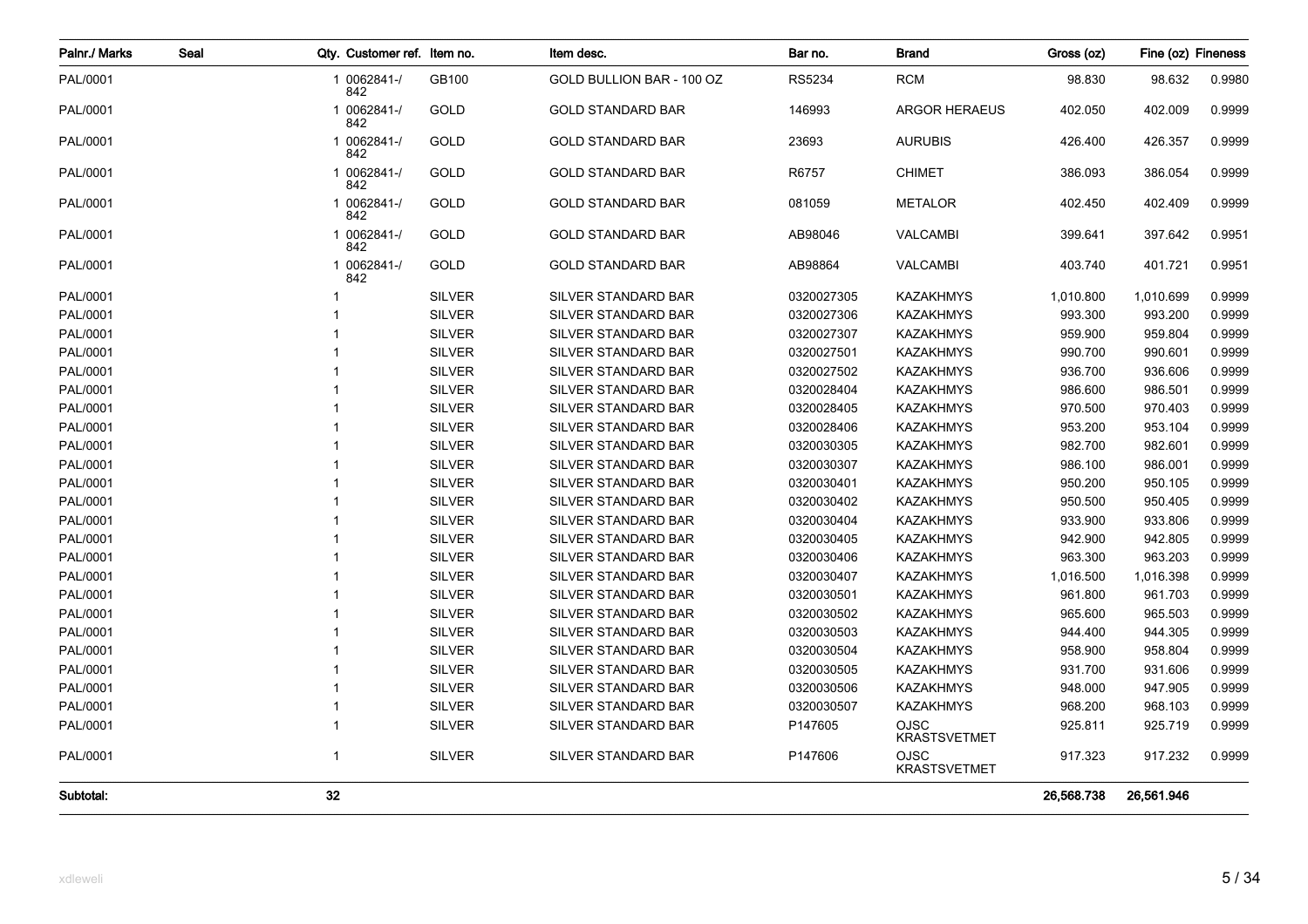| Palnr./ Marks | Seal | Qty. | Customer ref. | Item no. | Item desc. | Bar no. | Brand | Gross (oz) | Fine (oz) | Fineness |
|---|---|---|---|---|---|---|---|---|---|---|
| PAL/0001 | | 1 | 0062841-/842 | GB100 | GOLD BULLION BAR - 100 OZ | RS5234 | RCM | 98.830 | 98.632 | 0.9980 |
| PAL/0001 | | 1 | 0062841-/842 | GOLD | GOLD STANDARD BAR | 146993 | ARGOR HERAEUS | 402.050 | 402.009 | 0.9999 |
| PAL/0001 | | 1 | 0062841-/842 | GOLD | GOLD STANDARD BAR | 23693 | AURUBIS | 426.400 | 426.357 | 0.9999 |
| PAL/0001 | | 1 | 0062841-/842 | GOLD | GOLD STANDARD BAR | R6757 | CHIMET | 386.093 | 386.054 | 0.9999 |
| PAL/0001 | | 1 | 0062841-/842 | GOLD | GOLD STANDARD BAR | 081059 | METALOR | 402.450 | 402.409 | 0.9999 |
| PAL/0001 | | 1 | 0062841-/842 | GOLD | GOLD STANDARD BAR | AB98046 | VALCAMBI | 399.641 | 397.642 | 0.9951 |
| PAL/0001 | | 1 | 0062841-/842 | GOLD | GOLD STANDARD BAR | AB98864 | VALCAMBI | 403.740 | 401.721 | 0.9951 |
| PAL/0001 | | 1 | | SILVER | SILVER STANDARD BAR | 0320027305 | KAZAKHMYS | 1,010.800 | 1,010.699 | 0.9999 |
| PAL/0001 | | 1 | | SILVER | SILVER STANDARD BAR | 0320027306 | KAZAKHMYS | 993.300 | 993.200 | 0.9999 |
| PAL/0001 | | 1 | | SILVER | SILVER STANDARD BAR | 0320027307 | KAZAKHMYS | 959.900 | 959.804 | 0.9999 |
| PAL/0001 | | 1 | | SILVER | SILVER STANDARD BAR | 0320027501 | KAZAKHMYS | 990.700 | 990.601 | 0.9999 |
| PAL/0001 | | 1 | | SILVER | SILVER STANDARD BAR | 0320027502 | KAZAKHMYS | 936.700 | 936.606 | 0.9999 |
| PAL/0001 | | 1 | | SILVER | SILVER STANDARD BAR | 0320028404 | KAZAKHMYS | 986.600 | 986.501 | 0.9999 |
| PAL/0001 | | 1 | | SILVER | SILVER STANDARD BAR | 0320028405 | KAZAKHMYS | 970.500 | 970.403 | 0.9999 |
| PAL/0001 | | 1 | | SILVER | SILVER STANDARD BAR | 0320028406 | KAZAKHMYS | 953.200 | 953.104 | 0.9999 |
| PAL/0001 | | 1 | | SILVER | SILVER STANDARD BAR | 0320030305 | KAZAKHMYS | 982.700 | 982.601 | 0.9999 |
| PAL/0001 | | 1 | | SILVER | SILVER STANDARD BAR | 0320030307 | KAZAKHMYS | 986.100 | 986.001 | 0.9999 |
| PAL/0001 | | 1 | | SILVER | SILVER STANDARD BAR | 0320030401 | KAZAKHMYS | 950.200 | 950.105 | 0.9999 |
| PAL/0001 | | 1 | | SILVER | SILVER STANDARD BAR | 0320030402 | KAZAKHMYS | 950.500 | 950.405 | 0.9999 |
| PAL/0001 | | 1 | | SILVER | SILVER STANDARD BAR | 0320030404 | KAZAKHMYS | 933.900 | 933.806 | 0.9999 |
| PAL/0001 | | 1 | | SILVER | SILVER STANDARD BAR | 0320030405 | KAZAKHMYS | 942.900 | 942.805 | 0.9999 |
| PAL/0001 | | 1 | | SILVER | SILVER STANDARD BAR | 0320030406 | KAZAKHMYS | 963.300 | 963.203 | 0.9999 |
| PAL/0001 | | 1 | | SILVER | SILVER STANDARD BAR | 0320030407 | KAZAKHMYS | 1,016.500 | 1,016.398 | 0.9999 |
| PAL/0001 | | 1 | | SILVER | SILVER STANDARD BAR | 0320030501 | KAZAKHMYS | 961.800 | 961.703 | 0.9999 |
| PAL/0001 | | 1 | | SILVER | SILVER STANDARD BAR | 0320030502 | KAZAKHMYS | 965.600 | 965.503 | 0.9999 |
| PAL/0001 | | 1 | | SILVER | SILVER STANDARD BAR | 0320030503 | KAZAKHMYS | 944.400 | 944.305 | 0.9999 |
| PAL/0001 | | 1 | | SILVER | SILVER STANDARD BAR | 0320030504 | KAZAKHMYS | 958.900 | 958.804 | 0.9999 |
| PAL/0001 | | 1 | | SILVER | SILVER STANDARD BAR | 0320030505 | KAZAKHMYS | 931.700 | 931.606 | 0.9999 |
| PAL/0001 | | 1 | | SILVER | SILVER STANDARD BAR | 0320030506 | KAZAKHMYS | 948.000 | 947.905 | 0.9999 |
| PAL/0001 | | 1 | | SILVER | SILVER STANDARD BAR | 0320030507 | KAZAKHMYS | 968.200 | 968.103 | 0.9999 |
| PAL/0001 | | 1 | | SILVER | SILVER STANDARD BAR | P147605 | OJSC KRASTSVETMET | 925.811 | 925.719 | 0.9999 |
| PAL/0001 | | 1 | | SILVER | SILVER STANDARD BAR | P147606 | OJSC KRASTSVETMET | 917.323 | 917.232 | 0.9999 |
| **Subtotal:** | | **32** | | | | | | **26,568.738** | **26,561.946** | |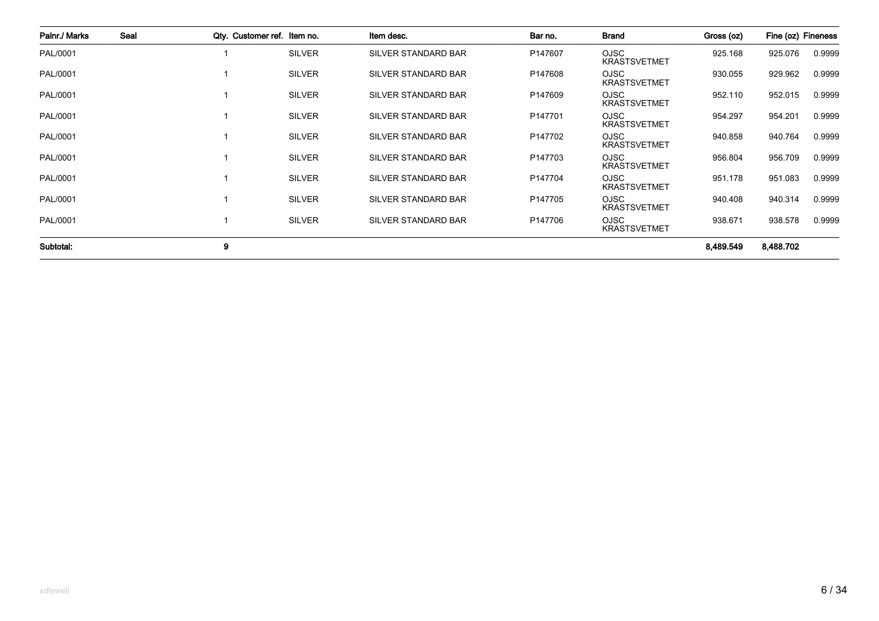| Palnr./ Marks | Seal | Qty. | Customer ref. | Item no. | Item desc. | Bar no. | Brand | Gross (oz) | Fine (oz) | Fineness |
|---|---|---|---|---|---|---|---|---|---|---|
| PAL/0001 | | 1 | | SILVER | SILVER STANDARD BAR | P147607 | OJSC KRASTSVETMET | 925.168 | 925.076 | 0.9999 |
| PAL/0001 | | 1 | | SILVER | SILVER STANDARD BAR | P147608 | OJSC KRASTSVETMET | 930.055 | 929.962 | 0.9999 |
| PAL/0001 | | 1 | | SILVER | SILVER STANDARD BAR | P147609 | OJSC KRASTSVETMET | 952.110 | 952.015 | 0.9999 |
| PAL/0001 | | 1 | | SILVER | SILVER STANDARD BAR | P147701 | OJSC KRASTSVETMET | 954.297 | 954.201 | 0.9999 |
| PAL/0001 | | 1 | | SILVER | SILVER STANDARD BAR | P147702 | OJSC KRASTSVETMET | 940.858 | 940.764 | 0.9999 |
| PAL/0001 | | 1 | | SILVER | SILVER STANDARD BAR | P147703 | OJSC KRASTSVETMET | 956.804 | 956.709 | 0.9999 |
| PAL/0001 | | 1 | | SILVER | SILVER STANDARD BAR | P147704 | OJSC KRASTSVETMET | 951.178 | 951.083 | 0.9999 |
| PAL/0001 | | 1 | | SILVER | SILVER STANDARD BAR | P147705 | OJSC KRASTSVETMET | 940.408 | 940.314 | 0.9999 |
| PAL/0001 | | 1 | | SILVER | SILVER STANDARD BAR | P147706 | OJSC KRASTSVETMET | 938.671 | 938.578 | 0.9999 |
| **Subtotal:** | | **9** | | | | | | **8,489.549** | **8,488.702** | |

xdleweli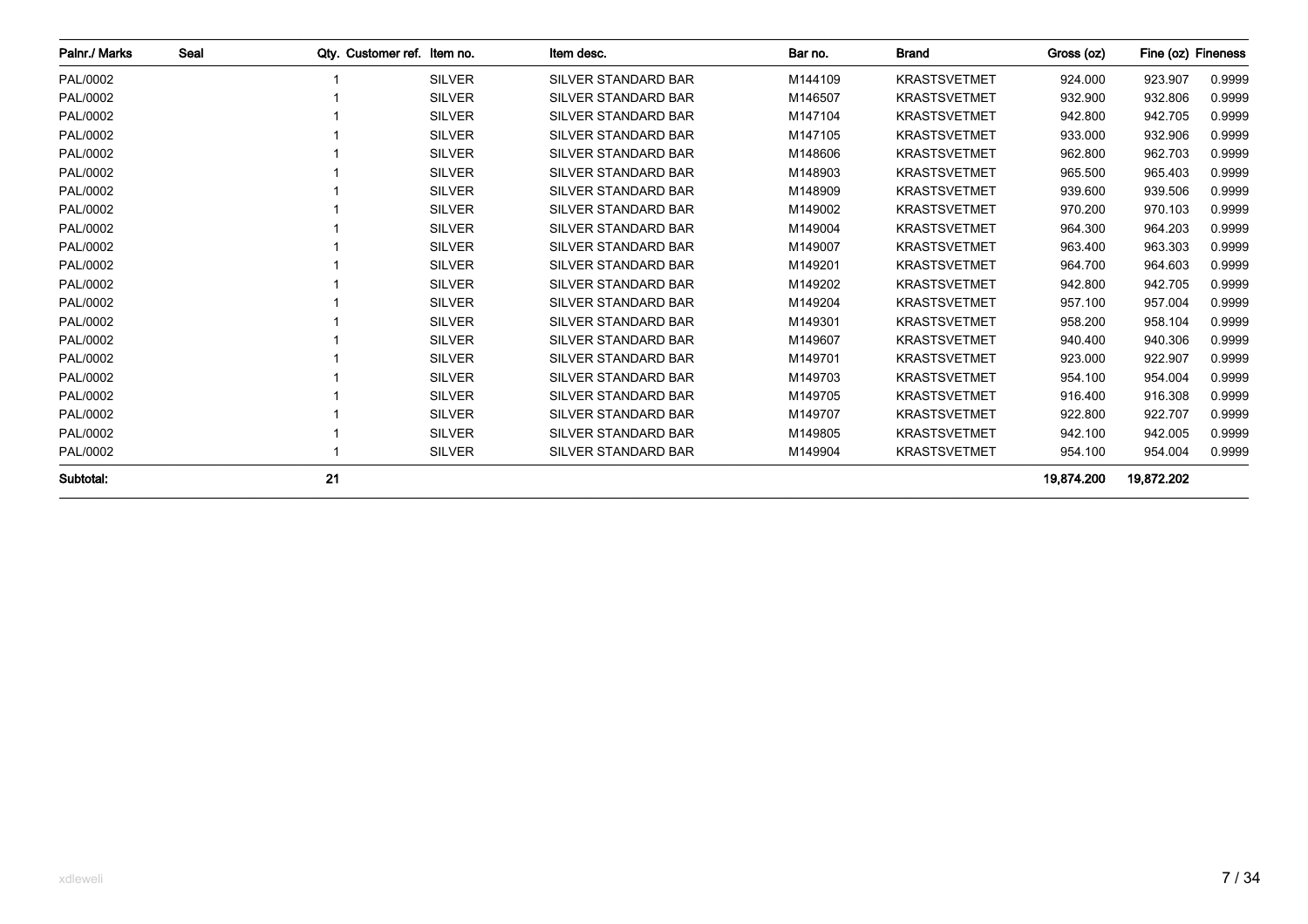| Palnr./ Marks | Seal | Qty. | Customer ref. | Item no. | Item desc. | Bar no. | Brand | Gross (oz) | Fine (oz) | Fineness |
|---|---|---|---|---|---|---|---|---|---|---|
| PAL/0002 | | 1 | | SILVER | SILVER STANDARD BAR | M144109 | KRASTSVETMET | 924.000 | 923.907 | 0.9999 |
| PAL/0002 | | 1 | | SILVER | SILVER STANDARD BAR | M146507 | KRASTSVETMET | 932.900 | 932.806 | 0.9999 |
| PAL/0002 | | 1 | | SILVER | SILVER STANDARD BAR | M147104 | KRASTSVETMET | 942.800 | 942.705 | 0.9999 |
| PAL/0002 | | 1 | | SILVER | SILVER STANDARD BAR | M147105 | KRASTSVETMET | 933.000 | 932.906 | 0.9999 |
| PAL/0002 | | 1 | | SILVER | SILVER STANDARD BAR | M148606 | KRASTSVETMET | 962.800 | 962.703 | 0.9999 |
| PAL/0002 | | 1 | | SILVER | SILVER STANDARD BAR | M148903 | KRASTSVETMET | 965.500 | 965.403 | 0.9999 |
| PAL/0002 | | 1 | | SILVER | SILVER STANDARD BAR | M148909 | KRASTSVETMET | 939.600 | 939.506 | 0.9999 |
| PAL/0002 | | 1 | | SILVER | SILVER STANDARD BAR | M149002 | KRASTSVETMET | 970.200 | 970.103 | 0.9999 |
| PAL/0002 | | 1 | | SILVER | SILVER STANDARD BAR | M149004 | KRASTSVETMET | 964.300 | 964.203 | 0.9999 |
| PAL/0002 | | 1 | | SILVER | SILVER STANDARD BAR | M149007 | KRASTSVETMET | 963.400 | 963.303 | 0.9999 |
| PAL/0002 | | 1 | | SILVER | SILVER STANDARD BAR | M149201 | KRASTSVETMET | 964.700 | 964.603 | 0.9999 |
| PAL/0002 | | 1 | | SILVER | SILVER STANDARD BAR | M149202 | KRASTSVETMET | 942.800 | 942.705 | 0.9999 |
| PAL/0002 | | 1 | | SILVER | SILVER STANDARD BAR | M149204 | KRASTSVETMET | 957.100 | 957.004 | 0.9999 |
| PAL/0002 | | 1 | | SILVER | SILVER STANDARD BAR | M149301 | KRASTSVETMET | 958.200 | 958.104 | 0.9999 |
| PAL/0002 | | 1 | | SILVER | SILVER STANDARD BAR | M149607 | KRASTSVETMET | 940.400 | 940.306 | 0.9999 |
| PAL/0002 | | 1 | | SILVER | SILVER STANDARD BAR | M149701 | KRASTSVETMET | 923.000 | 922.907 | 0.9999 |
| PAL/0002 | | 1 | | SILVER | SILVER STANDARD BAR | M149703 | KRASTSVETMET | 954.100 | 954.004 | 0.9999 |
| PAL/0002 | | 1 | | SILVER | SILVER STANDARD BAR | M149705 | KRASTSVETMET | 916.400 | 916.308 | 0.9999 |
| PAL/0002 | | 1 | | SILVER | SILVER STANDARD BAR | M149707 | KRASTSVETMET | 922.800 | 922.707 | 0.9999 |
| PAL/0002 | | 1 | | SILVER | SILVER STANDARD BAR | M149805 | KRASTSVETMET | 942.100 | 942.005 | 0.9999 |
| PAL/0002 | | 1 | | SILVER | SILVER STANDARD BAR | M149904 | KRASTSVETMET | 954.100 | 954.004 | 0.9999 |
| **Subtotal:** | | **21** | | | | | | **19,874.200** | **19,872.202** | |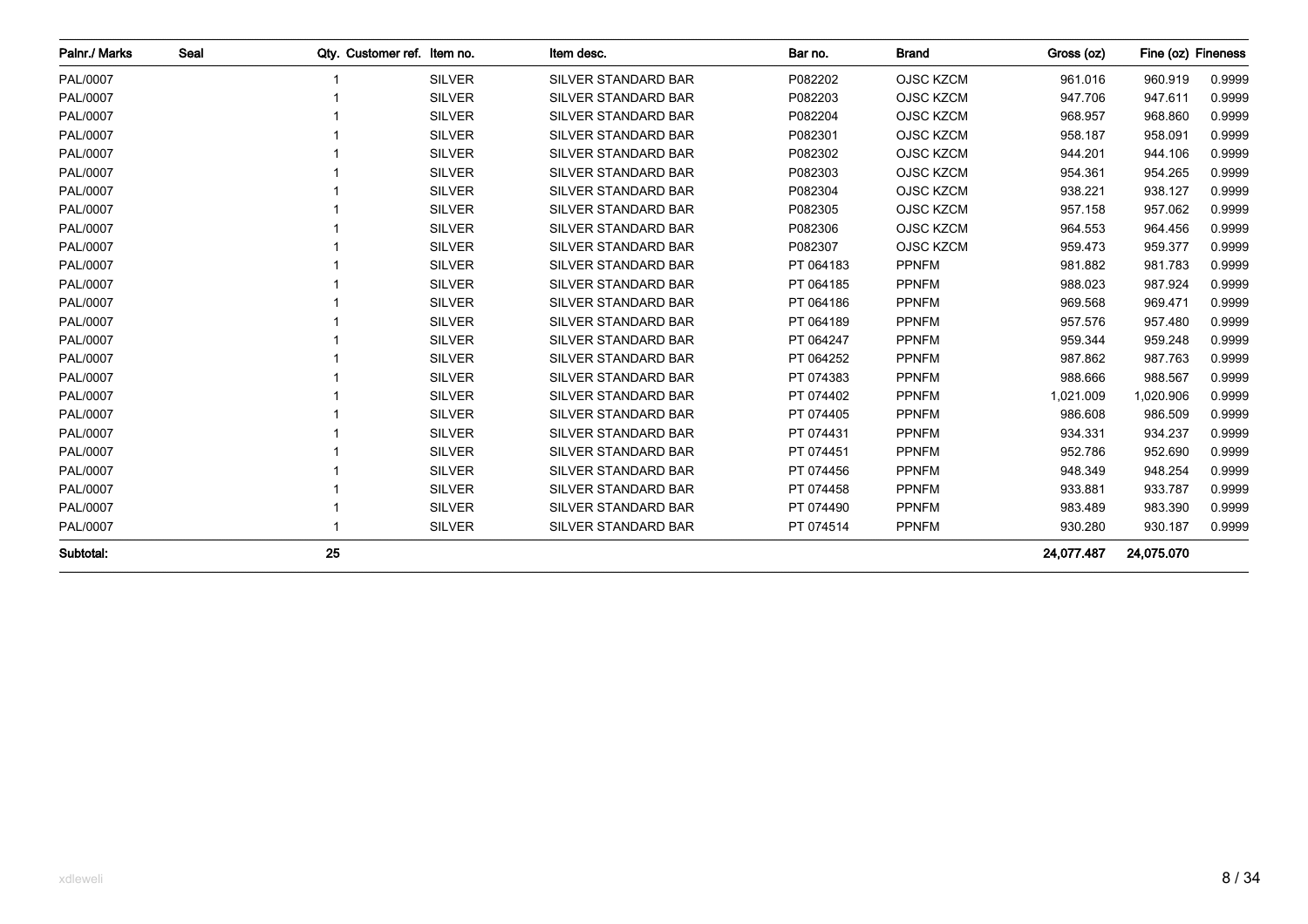| Palnr./ Marks | Seal | Qty. | Customer ref. | Item no. | Item desc. | Bar no. | Brand | Gross (oz) | Fine (oz) | Fineness |
|---|---|---|---|---|---|---|---|---|---|---|
| PAL/0007 | | 1 | | SILVER | SILVER STANDARD BAR | P082202 | OJSC KZCM | 961.016 | 960.919 | 0.9999 |
| PAL/0007 | | 1 | | SILVER | SILVER STANDARD BAR | P082203 | OJSC KZCM | 947.706 | 947.611 | 0.9999 |
| PAL/0007 | | 1 | | SILVER | SILVER STANDARD BAR | P082204 | OJSC KZCM | 968.957 | 968.860 | 0.9999 |
| PAL/0007 | | 1 | | SILVER | SILVER STANDARD BAR | P082301 | OJSC KZCM | 958.187 | 958.091 | 0.9999 |
| PAL/0007 | | 1 | | SILVER | SILVER STANDARD BAR | P082302 | OJSC KZCM | 944.201 | 944.106 | 0.9999 |
| PAL/0007 | | 1 | | SILVER | SILVER STANDARD BAR | P082303 | OJSC KZCM | 954.361 | 954.265 | 0.9999 |
| PAL/0007 | | 1 | | SILVER | SILVER STANDARD BAR | P082304 | OJSC KZCM | 938.221 | 938.127 | 0.9999 |
| PAL/0007 | | 1 | | SILVER | SILVER STANDARD BAR | P082305 | OJSC KZCM | 957.158 | 957.062 | 0.9999 |
| PAL/0007 | | 1 | | SILVER | SILVER STANDARD BAR | P082306 | OJSC KZCM | 964.553 | 964.456 | 0.9999 |
| PAL/0007 | | 1 | | SILVER | SILVER STANDARD BAR | P082307 | OJSC KZCM | 959.473 | 959.377 | 0.9999 |
| PAL/0007 | | 1 | | SILVER | SILVER STANDARD BAR | PT 064183 | PPNFM | 981.882 | 981.783 | 0.9999 |
| PAL/0007 | | 1 | | SILVER | SILVER STANDARD BAR | PT 064185 | PPNFM | 988.023 | 987.924 | 0.9999 |
| PAL/0007 | | 1 | | SILVER | SILVER STANDARD BAR | PT 064186 | PPNFM | 969.568 | 969.471 | 0.9999 |
| PAL/0007 | | 1 | | SILVER | SILVER STANDARD BAR | PT 064189 | PPNFM | 957.576 | 957.480 | 0.9999 |
| PAL/0007 | | 1 | | SILVER | SILVER STANDARD BAR | PT 064247 | PPNFM | 959.344 | 959.248 | 0.9999 |
| PAL/0007 | | 1 | | SILVER | SILVER STANDARD BAR | PT 064252 | PPNFM | 987.862 | 987.763 | 0.9999 |
| PAL/0007 | | 1 | | SILVER | SILVER STANDARD BAR | PT 074383 | PPNFM | 988.666 | 988.567 | 0.9999 |
| PAL/0007 | | 1 | | SILVER | SILVER STANDARD BAR | PT 074402 | PPNFM | 1,021.009 | 1,020.906 | 0.9999 |
| PAL/0007 | | 1 | | SILVER | SILVER STANDARD BAR | PT 074405 | PPNFM | 986.608 | 986.509 | 0.9999 |
| PAL/0007 | | 1 | | SILVER | SILVER STANDARD BAR | PT 074431 | PPNFM | 934.331 | 934.237 | 0.9999 |
| PAL/0007 | | 1 | | SILVER | SILVER STANDARD BAR | PT 074451 | PPNFM | 952.786 | 952.690 | 0.9999 |
| PAL/0007 | | 1 | | SILVER | SILVER STANDARD BAR | PT 074456 | PPNFM | 948.349 | 948.254 | 0.9999 |
| PAL/0007 | | 1 | | SILVER | SILVER STANDARD BAR | PT 074458 | PPNFM | 933.881 | 933.787 | 0.9999 |
| PAL/0007 | | 1 | | SILVER | SILVER STANDARD BAR | PT 074490 | PPNFM | 983.489 | 983.390 | 0.9999 |
| PAL/0007 | | 1 | | SILVER | SILVER STANDARD BAR | PT 074514 | PPNFM | 930.280 | 930.187 | 0.9999 |
| **Subtotal:** | | **25** | | | | | | **24,077.487** | **24,075.070** | |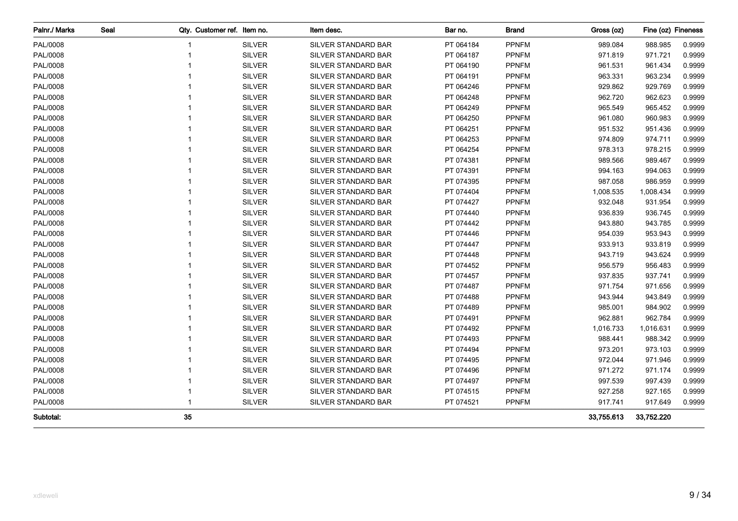| Palnr./ Marks | Seal | Qty. | Customer ref. | Item no. | Item desc. | Bar no. | Brand | Gross (oz) | Fine (oz) | Fineness |
|---|---|---|---|---|---|---|---|---|---|---|
| PAL/0008 | | 1 | | SILVER | SILVER STANDARD BAR | PT 064184 | PPNFM | 989.084 | 988.985 | 0.9999 |
| PAL/0008 | | 1 | | SILVER | SILVER STANDARD BAR | PT 064187 | PPNFM | 971.819 | 971.721 | 0.9999 |
| PAL/0008 | | 1 | | SILVER | SILVER STANDARD BAR | PT 064190 | PPNFM | 961.531 | 961.434 | 0.9999 |
| PAL/0008 | | 1 | | SILVER | SILVER STANDARD BAR | PT 064191 | PPNFM | 963.331 | 963.234 | 0.9999 |
| PAL/0008 | | 1 | | SILVER | SILVER STANDARD BAR | PT 064246 | PPNFM | 929.862 | 929.769 | 0.9999 |
| PAL/0008 | | 1 | | SILVER | SILVER STANDARD BAR | PT 064248 | PPNFM | 962.720 | 962.623 | 0.9999 |
| PAL/0008 | | 1 | | SILVER | SILVER STANDARD BAR | PT 064249 | PPNFM | 965.549 | 965.452 | 0.9999 |
| PAL/0008 | | 1 | | SILVER | SILVER STANDARD BAR | PT 064250 | PPNFM | 961.080 | 960.983 | 0.9999 |
| PAL/0008 | | 1 | | SILVER | SILVER STANDARD BAR | PT 064251 | PPNFM | 951.532 | 951.436 | 0.9999 |
| PAL/0008 | | 1 | | SILVER | SILVER STANDARD BAR | PT 064253 | PPNFM | 974.809 | 974.711 | 0.9999 |
| PAL/0008 | | 1 | | SILVER | SILVER STANDARD BAR | PT 064254 | PPNFM | 978.313 | 978.215 | 0.9999 |
| PAL/0008 | | 1 | | SILVER | SILVER STANDARD BAR | PT 074381 | PPNFM | 989.566 | 989.467 | 0.9999 |
| PAL/0008 | | 1 | | SILVER | SILVER STANDARD BAR | PT 074391 | PPNFM | 994.163 | 994.063 | 0.9999 |
| PAL/0008 | | 1 | | SILVER | SILVER STANDARD BAR | PT 074395 | PPNFM | 987.058 | 986.959 | 0.9999 |
| PAL/0008 | | 1 | | SILVER | SILVER STANDARD BAR | PT 074404 | PPNFM | 1,008.535 | 1,008.434 | 0.9999 |
| PAL/0008 | | 1 | | SILVER | SILVER STANDARD BAR | PT 074427 | PPNFM | 932.048 | 931.954 | 0.9999 |
| PAL/0008 | | 1 | | SILVER | SILVER STANDARD BAR | PT 074440 | PPNFM | 936.839 | 936.745 | 0.9999 |
| PAL/0008 | | 1 | | SILVER | SILVER STANDARD BAR | PT 074442 | PPNFM | 943.880 | 943.785 | 0.9999 |
| PAL/0008 | | 1 | | SILVER | SILVER STANDARD BAR | PT 074446 | PPNFM | 954.039 | 953.943 | 0.9999 |
| PAL/0008 | | 1 | | SILVER | SILVER STANDARD BAR | PT 074447 | PPNFM | 933.913 | 933.819 | 0.9999 |
| PAL/0008 | | 1 | | SILVER | SILVER STANDARD BAR | PT 074448 | PPNFM | 943.719 | 943.624 | 0.9999 |
| PAL/0008 | | 1 | | SILVER | SILVER STANDARD BAR | PT 074452 | PPNFM | 956.579 | 956.483 | 0.9999 |
| PAL/0008 | | 1 | | SILVER | SILVER STANDARD BAR | PT 074457 | PPNFM | 937.835 | 937.741 | 0.9999 |
| PAL/0008 | | 1 | | SILVER | SILVER STANDARD BAR | PT 074487 | PPNFM | 971.754 | 971.656 | 0.9999 |
| PAL/0008 | | 1 | | SILVER | SILVER STANDARD BAR | PT 074488 | PPNFM | 943.944 | 943.849 | 0.9999 |
| PAL/0008 | | 1 | | SILVER | SILVER STANDARD BAR | PT 074489 | PPNFM | 985.001 | 984.902 | 0.9999 |
| PAL/0008 | | 1 | | SILVER | SILVER STANDARD BAR | PT 074491 | PPNFM | 962.881 | 962.784 | 0.9999 |
| PAL/0008 | | 1 | | SILVER | SILVER STANDARD BAR | PT 074492 | PPNFM | 1,016.733 | 1,016.631 | 0.9999 |
| PAL/0008 | | 1 | | SILVER | SILVER STANDARD BAR | PT 074493 | PPNFM | 988.441 | 988.342 | 0.9999 |
| PAL/0008 | | 1 | | SILVER | SILVER STANDARD BAR | PT 074494 | PPNFM | 973.201 | 973.103 | 0.9999 |
| PAL/0008 | | 1 | | SILVER | SILVER STANDARD BAR | PT 074495 | PPNFM | 972.044 | 971.946 | 0.9999 |
| PAL/0008 | | 1 | | SILVER | SILVER STANDARD BAR | PT 074496 | PPNFM | 971.272 | 971.174 | 0.9999 |
| PAL/0008 | | 1 | | SILVER | SILVER STANDARD BAR | PT 074497 | PPNFM | 997.539 | 997.439 | 0.9999 |
| PAL/0008 | | 1 | | SILVER | SILVER STANDARD BAR | PT 074515 | PPNFM | 927.258 | 927.165 | 0.9999 |
| PAL/0008 | | 1 | | SILVER | SILVER STANDARD BAR | PT 074521 | PPNFM | 917.741 | 917.649 | 0.9999 |
| **Subtotal:** | | **35** | | | | | | **33,755.613** | **33,752.220** | |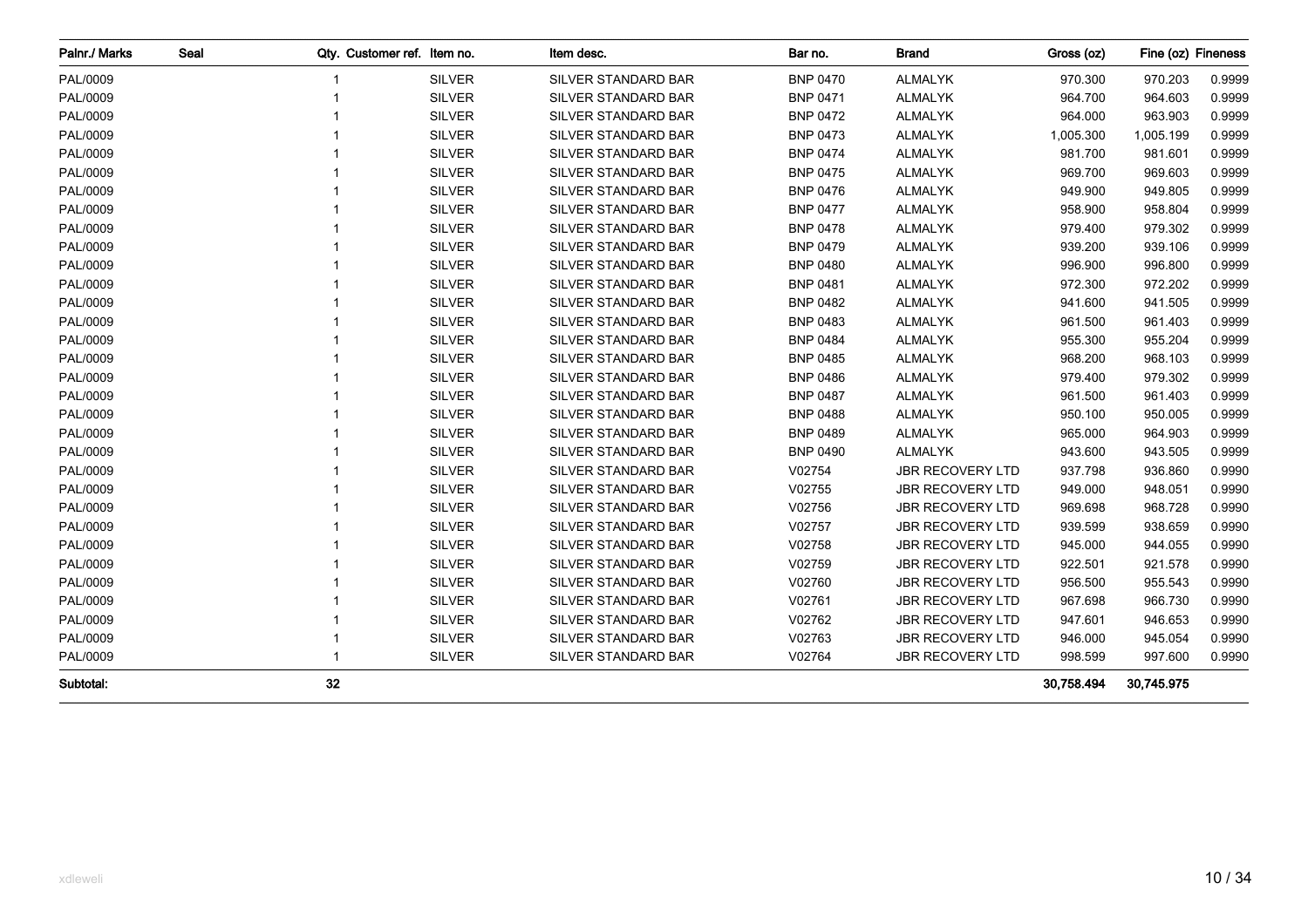| Palnr./ Marks | Seal | Qty. | Customer ref. | Item no. | Item desc. | Bar no. | Brand | Gross (oz) | Fine (oz) | Fineness |
|---|---|---|---|---|---|---|---|---|---|---|
| PAL/0009 | | 1 | | SILVER | SILVER STANDARD BAR | BNP 0470 | ALMALYK | 970.300 | 970.203 | 0.9999 |
| PAL/0009 | | 1 | | SILVER | SILVER STANDARD BAR | BNP 0471 | ALMALYK | 964.700 | 964.603 | 0.9999 |
| PAL/0009 | | 1 | | SILVER | SILVER STANDARD BAR | BNP 0472 | ALMALYK | 964.000 | 963.903 | 0.9999 |
| PAL/0009 | | 1 | | SILVER | SILVER STANDARD BAR | BNP 0473 | ALMALYK | 1,005.300 | 1,005.199 | 0.9999 |
| PAL/0009 | | 1 | | SILVER | SILVER STANDARD BAR | BNP 0474 | ALMALYK | 981.700 | 981.601 | 0.9999 |
| PAL/0009 | | 1 | | SILVER | SILVER STANDARD BAR | BNP 0475 | ALMALYK | 969.700 | 969.603 | 0.9999 |
| PAL/0009 | | 1 | | SILVER | SILVER STANDARD BAR | BNP 0476 | ALMALYK | 949.900 | 949.805 | 0.9999 |
| PAL/0009 | | 1 | | SILVER | SILVER STANDARD BAR | BNP 0477 | ALMALYK | 958.900 | 958.804 | 0.9999 |
| PAL/0009 | | 1 | | SILVER | SILVER STANDARD BAR | BNP 0478 | ALMALYK | 979.400 | 979.302 | 0.9999 |
| PAL/0009 | | 1 | | SILVER | SILVER STANDARD BAR | BNP 0479 | ALMALYK | 939.200 | 939.106 | 0.9999 |
| PAL/0009 | | 1 | | SILVER | SILVER STANDARD BAR | BNP 0480 | ALMALYK | 996.900 | 996.800 | 0.9999 |
| PAL/0009 | | 1 | | SILVER | SILVER STANDARD BAR | BNP 0481 | ALMALYK | 972.300 | 972.202 | 0.9999 |
| PAL/0009 | | 1 | | SILVER | SILVER STANDARD BAR | BNP 0482 | ALMALYK | 941.600 | 941.505 | 0.9999 |
| PAL/0009 | | 1 | | SILVER | SILVER STANDARD BAR | BNP 0483 | ALMALYK | 961.500 | 961.403 | 0.9999 |
| PAL/0009 | | 1 | | SILVER | SILVER STANDARD BAR | BNP 0484 | ALMALYK | 955.300 | 955.204 | 0.9999 |
| PAL/0009 | | 1 | | SILVER | SILVER STANDARD BAR | BNP 0485 | ALMALYK | 968.200 | 968.103 | 0.9999 |
| PAL/0009 | | 1 | | SILVER | SILVER STANDARD BAR | BNP 0486 | ALMALYK | 979.400 | 979.302 | 0.9999 |
| PAL/0009 | | 1 | | SILVER | SILVER STANDARD BAR | BNP 0487 | ALMALYK | 961.500 | 961.403 | 0.9999 |
| PAL/0009 | | 1 | | SILVER | SILVER STANDARD BAR | BNP 0488 | ALMALYK | 950.100 | 950.005 | 0.9999 |
| PAL/0009 | | 1 | | SILVER | SILVER STANDARD BAR | BNP 0489 | ALMALYK | 965.000 | 964.903 | 0.9999 |
| PAL/0009 | | 1 | | SILVER | SILVER STANDARD BAR | BNP 0490 | ALMALYK | 943.600 | 943.505 | 0.9999 |
| PAL/0009 | | 1 | | SILVER | SILVER STANDARD BAR | V02754 | JBR RECOVERY LTD | 937.798 | 936.860 | 0.9990 |
| PAL/0009 | | 1 | | SILVER | SILVER STANDARD BAR | V02755 | JBR RECOVERY LTD | 949.000 | 948.051 | 0.9990 |
| PAL/0009 | | 1 | | SILVER | SILVER STANDARD BAR | V02756 | JBR RECOVERY LTD | 969.698 | 968.728 | 0.9990 |
| PAL/0009 | | 1 | | SILVER | SILVER STANDARD BAR | V02757 | JBR RECOVERY LTD | 939.599 | 938.659 | 0.9990 |
| PAL/0009 | | 1 | | SILVER | SILVER STANDARD BAR | V02758 | JBR RECOVERY LTD | 945.000 | 944.055 | 0.9990 |
| PAL/0009 | | 1 | | SILVER | SILVER STANDARD BAR | V02759 | JBR RECOVERY LTD | 922.501 | 921.578 | 0.9990 |
| PAL/0009 | | 1 | | SILVER | SILVER STANDARD BAR | V02760 | JBR RECOVERY LTD | 956.500 | 955.543 | 0.9990 |
| PAL/0009 | | 1 | | SILVER | SILVER STANDARD BAR | V02761 | JBR RECOVERY LTD | 967.698 | 966.730 | 0.9990 |
| PAL/0009 | | 1 | | SILVER | SILVER STANDARD BAR | V02762 | JBR RECOVERY LTD | 947.601 | 946.653 | 0.9990 |
| PAL/0009 | | 1 | | SILVER | SILVER STANDARD BAR | V02763 | JBR RECOVERY LTD | 946.000 | 945.054 | 0.9990 |
| PAL/0009 | | 1 | | SILVER | SILVER STANDARD BAR | V02764 | JBR RECOVERY LTD | 998.599 | 997.600 | 0.9990 |
| **Subtotal:** | | **32** | | | | | | **30,758.494** | **30,745.975** | |

xdleweli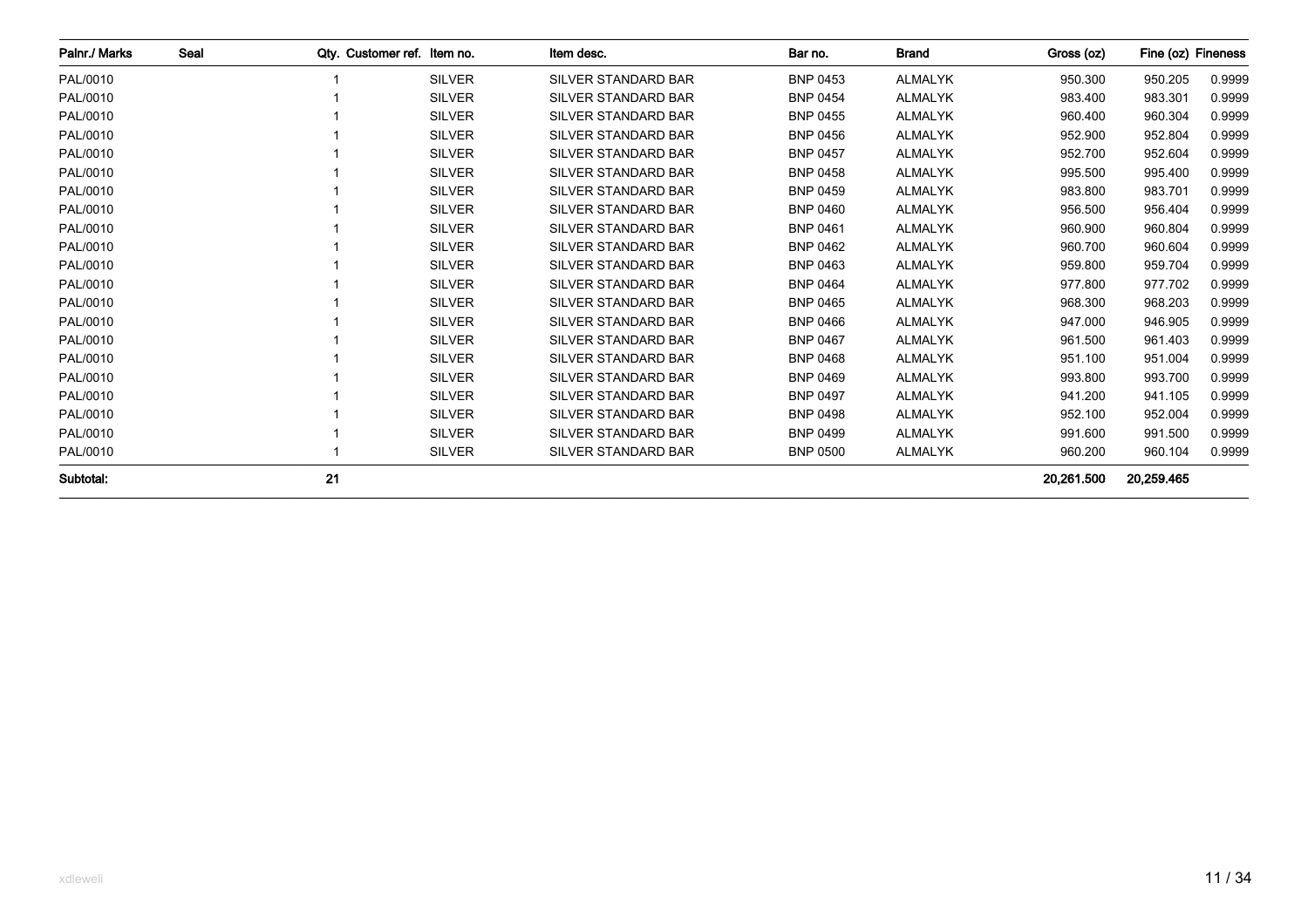| Palnr./ Marks | Seal | Qty. | Customer ref. | Item no. | Item desc. | Bar no. | Brand | Gross (oz) | Fine (oz) | Fineness |
|---|---|---|---|---|---|---|---|---|---|---|
| PAL/0010 | | 1 | | SILVER | SILVER STANDARD BAR | BNP 0453 | ALMALYK | 950.300 | 950.205 | 0.9999 |
| PAL/0010 | | 1 | | SILVER | SILVER STANDARD BAR | BNP 0454 | ALMALYK | 983.400 | 983.301 | 0.9999 |
| PAL/0010 | | 1 | | SILVER | SILVER STANDARD BAR | BNP 0455 | ALMALYK | 960.400 | 960.304 | 0.9999 |
| PAL/0010 | | 1 | | SILVER | SILVER STANDARD BAR | BNP 0456 | ALMALYK | 952.900 | 952.804 | 0.9999 |
| PAL/0010 | | 1 | | SILVER | SILVER STANDARD BAR | BNP 0457 | ALMALYK | 952.700 | 952.604 | 0.9999 |
| PAL/0010 | | 1 | | SILVER | SILVER STANDARD BAR | BNP 0458 | ALMALYK | 995.500 | 995.400 | 0.9999 |
| PAL/0010 | | 1 | | SILVER | SILVER STANDARD BAR | BNP 0459 | ALMALYK | 983.800 | 983.701 | 0.9999 |
| PAL/0010 | | 1 | | SILVER | SILVER STANDARD BAR | BNP 0460 | ALMALYK | 956.500 | 956.404 | 0.9999 |
| PAL/0010 | | 1 | | SILVER | SILVER STANDARD BAR | BNP 0461 | ALMALYK | 960.900 | 960.804 | 0.9999 |
| PAL/0010 | | 1 | | SILVER | SILVER STANDARD BAR | BNP 0462 | ALMALYK | 960.700 | 960.604 | 0.9999 |
| PAL/0010 | | 1 | | SILVER | SILVER STANDARD BAR | BNP 0463 | ALMALYK | 959.800 | 959.704 | 0.9999 |
| PAL/0010 | | 1 | | SILVER | SILVER STANDARD BAR | BNP 0464 | ALMALYK | 977.800 | 977.702 | 0.9999 |
| PAL/0010 | | 1 | | SILVER | SILVER STANDARD BAR | BNP 0465 | ALMALYK | 968.300 | 968.203 | 0.9999 |
| PAL/0010 | | 1 | | SILVER | SILVER STANDARD BAR | BNP 0466 | ALMALYK | 947.000 | 946.905 | 0.9999 |
| PAL/0010 | | 1 | | SILVER | SILVER STANDARD BAR | BNP 0467 | ALMALYK | 961.500 | 961.403 | 0.9999 |
| PAL/0010 | | 1 | | SILVER | SILVER STANDARD BAR | BNP 0468 | ALMALYK | 951.100 | 951.004 | 0.9999 |
| PAL/0010 | | 1 | | SILVER | SILVER STANDARD BAR | BNP 0469 | ALMALYK | 993.800 | 993.700 | 0.9999 |
| PAL/0010 | | 1 | | SILVER | SILVER STANDARD BAR | BNP 0497 | ALMALYK | 941.200 | 941.105 | 0.9999 |
| PAL/0010 | | 1 | | SILVER | SILVER STANDARD BAR | BNP 0498 | ALMALYK | 952.100 | 952.004 | 0.9999 |
| PAL/0010 | | 1 | | SILVER | SILVER STANDARD BAR | BNP 0499 | ALMALYK | 991.600 | 991.500 | 0.9999 |
| PAL/0010 | | 1 | | SILVER | SILVER STANDARD BAR | BNP 0500 | ALMALYK | 960.200 | 960.104 | 0.9999 |
| **Subtotal:** | | **21** | | | | | | **20,261.500** | **20,259.465** | |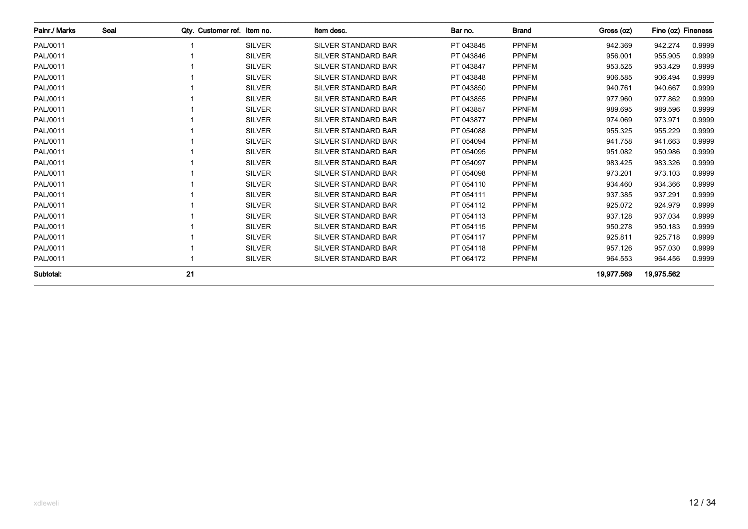| Palnr./ Marks | Seal | Qty. | Customer ref. | Item no. | Item desc. | Bar no. | Brand | Gross (oz) | Fine (oz) | Fineness |
|---|---|---|---|---|---|---|---|---|---|---|
| PAL/0011 | | 1 | | SILVER | SILVER STANDARD BAR | PT 043845 | PPNFM | 942.369 | 942.274 | 0.9999 |
| PAL/0011 | | 1 | | SILVER | SILVER STANDARD BAR | PT 043846 | PPNFM | 956.001 | 955.905 | 0.9999 |
| PAL/0011 | | 1 | | SILVER | SILVER STANDARD BAR | PT 043847 | PPNFM | 953.525 | 953.429 | 0.9999 |
| PAL/0011 | | 1 | | SILVER | SILVER STANDARD BAR | PT 043848 | PPNFM | 906.585 | 906.494 | 0.9999 |
| PAL/0011 | | 1 | | SILVER | SILVER STANDARD BAR | PT 043850 | PPNFM | 940.761 | 940.667 | 0.9999 |
| PAL/0011 | | 1 | | SILVER | SILVER STANDARD BAR | PT 043855 | PPNFM | 977.960 | 977.862 | 0.9999 |
| PAL/0011 | | 1 | | SILVER | SILVER STANDARD BAR | PT 043857 | PPNFM | 989.695 | 989.596 | 0.9999 |
| PAL/0011 | | 1 | | SILVER | SILVER STANDARD BAR | PT 043877 | PPNFM | 974.069 | 973.971 | 0.9999 |
| PAL/0011 | | 1 | | SILVER | SILVER STANDARD BAR | PT 054088 | PPNFM | 955.325 | 955.229 | 0.9999 |
| PAL/0011 | | 1 | | SILVER | SILVER STANDARD BAR | PT 054094 | PPNFM | 941.758 | 941.663 | 0.9999 |
| PAL/0011 | | 1 | | SILVER | SILVER STANDARD BAR | PT 054095 | PPNFM | 951.082 | 950.986 | 0.9999 |
| PAL/0011 | | 1 | | SILVER | SILVER STANDARD BAR | PT 054097 | PPNFM | 983.425 | 983.326 | 0.9999 |
| PAL/0011 | | 1 | | SILVER | SILVER STANDARD BAR | PT 054098 | PPNFM | 973.201 | 973.103 | 0.9999 |
| PAL/0011 | | 1 | | SILVER | SILVER STANDARD BAR | PT 054110 | PPNFM | 934.460 | 934.366 | 0.9999 |
| PAL/0011 | | 1 | | SILVER | SILVER STANDARD BAR | PT 054111 | PPNFM | 937.385 | 937.291 | 0.9999 |
| PAL/0011 | | 1 | | SILVER | SILVER STANDARD BAR | PT 054112 | PPNFM | 925.072 | 924.979 | 0.9999 |
| PAL/0011 | | 1 | | SILVER | SILVER STANDARD BAR | PT 054113 | PPNFM | 937.128 | 937.034 | 0.9999 |
| PAL/0011 | | 1 | | SILVER | SILVER STANDARD BAR | PT 054115 | PPNFM | 950.278 | 950.183 | 0.9999 |
| PAL/0011 | | 1 | | SILVER | SILVER STANDARD BAR | PT 054117 | PPNFM | 925.811 | 925.718 | 0.9999 |
| PAL/0011 | | 1 | | SILVER | SILVER STANDARD BAR | PT 054118 | PPNFM | 957.126 | 957.030 | 0.9999 |
| PAL/0011 | | 1 | | SILVER | SILVER STANDARD BAR | PT 064172 | PPNFM | 964.553 | 964.456 | 0.9999 |
| **Subtotal:** | | **21** | | | | | | **19,977.569** | **19,975.562** | |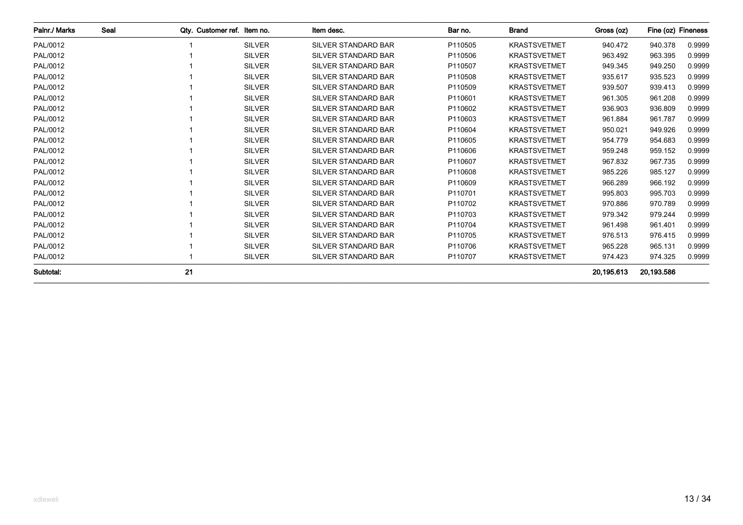| Palnr./ Marks | Seal | Qty. | Customer ref. | Item no. | Item desc. | Bar no. | Brand | Gross (oz) | Fine (oz) | Fineness |
|---|---|---|---|---|---|---|---|---|---|---|
| PAL/0012 | | 1 | | SILVER | SILVER STANDARD BAR | P110505 | KRASTSVETMET | 940.472 | 940.378 | 0.9999 |
| PAL/0012 | | 1 | | SILVER | SILVER STANDARD BAR | P110506 | KRASTSVETMET | 963.492 | 963.395 | 0.9999 |
| PAL/0012 | | 1 | | SILVER | SILVER STANDARD BAR | P110507 | KRASTSVETMET | 949.345 | 949.250 | 0.9999 |
| PAL/0012 | | 1 | | SILVER | SILVER STANDARD BAR | P110508 | KRASTSVETMET | 935.617 | 935.523 | 0.9999 |
| PAL/0012 | | 1 | | SILVER | SILVER STANDARD BAR | P110509 | KRASTSVETMET | 939.507 | 939.413 | 0.9999 |
| PAL/0012 | | 1 | | SILVER | SILVER STANDARD BAR | P110601 | KRASTSVETMET | 961.305 | 961.208 | 0.9999 |
| PAL/0012 | | 1 | | SILVER | SILVER STANDARD BAR | P110602 | KRASTSVETMET | 936.903 | 936.809 | 0.9999 |
| PAL/0012 | | 1 | | SILVER | SILVER STANDARD BAR | P110603 | KRASTSVETMET | 961.884 | 961.787 | 0.9999 |
| PAL/0012 | | 1 | | SILVER | SILVER STANDARD BAR | P110604 | KRASTSVETMET | 950.021 | 949.926 | 0.9999 |
| PAL/0012 | | 1 | | SILVER | SILVER STANDARD BAR | P110605 | KRASTSVETMET | 954.779 | 954.683 | 0.9999 |
| PAL/0012 | | 1 | | SILVER | SILVER STANDARD BAR | P110606 | KRASTSVETMET | 959.248 | 959.152 | 0.9999 |
| PAL/0012 | | 1 | | SILVER | SILVER STANDARD BAR | P110607 | KRASTSVETMET | 967.832 | 967.735 | 0.9999 |
| PAL/0012 | | 1 | | SILVER | SILVER STANDARD BAR | P110608 | KRASTSVETMET | 985.226 | 985.127 | 0.9999 |
| PAL/0012 | | 1 | | SILVER | SILVER STANDARD BAR | P110609 | KRASTSVETMET | 966.289 | 966.192 | 0.9999 |
| PAL/0012 | | 1 | | SILVER | SILVER STANDARD BAR | P110701 | KRASTSVETMET | 995.803 | 995.703 | 0.9999 |
| PAL/0012 | | 1 | | SILVER | SILVER STANDARD BAR | P110702 | KRASTSVETMET | 970.886 | 970.789 | 0.9999 |
| PAL/0012 | | 1 | | SILVER | SILVER STANDARD BAR | P110703 | KRASTSVETMET | 979.342 | 979.244 | 0.9999 |
| PAL/0012 | | 1 | | SILVER | SILVER STANDARD BAR | P110704 | KRASTSVETMET | 961.498 | 961.401 | 0.9999 |
| PAL/0012 | | 1 | | SILVER | SILVER STANDARD BAR | P110705 | KRASTSVETMET | 976.513 | 976.415 | 0.9999 |
| PAL/0012 | | 1 | | SILVER | SILVER STANDARD BAR | P110706 | KRASTSVETMET | 965.228 | 965.131 | 0.9999 |
| PAL/0012 | | 1 | | SILVER | SILVER STANDARD BAR | P110707 | KRASTSVETMET | 974.423 | 974.325 | 0.9999 |
| **Subtotal:** | | **21** | | | | | | **20,195.613** | **20,193.586** | |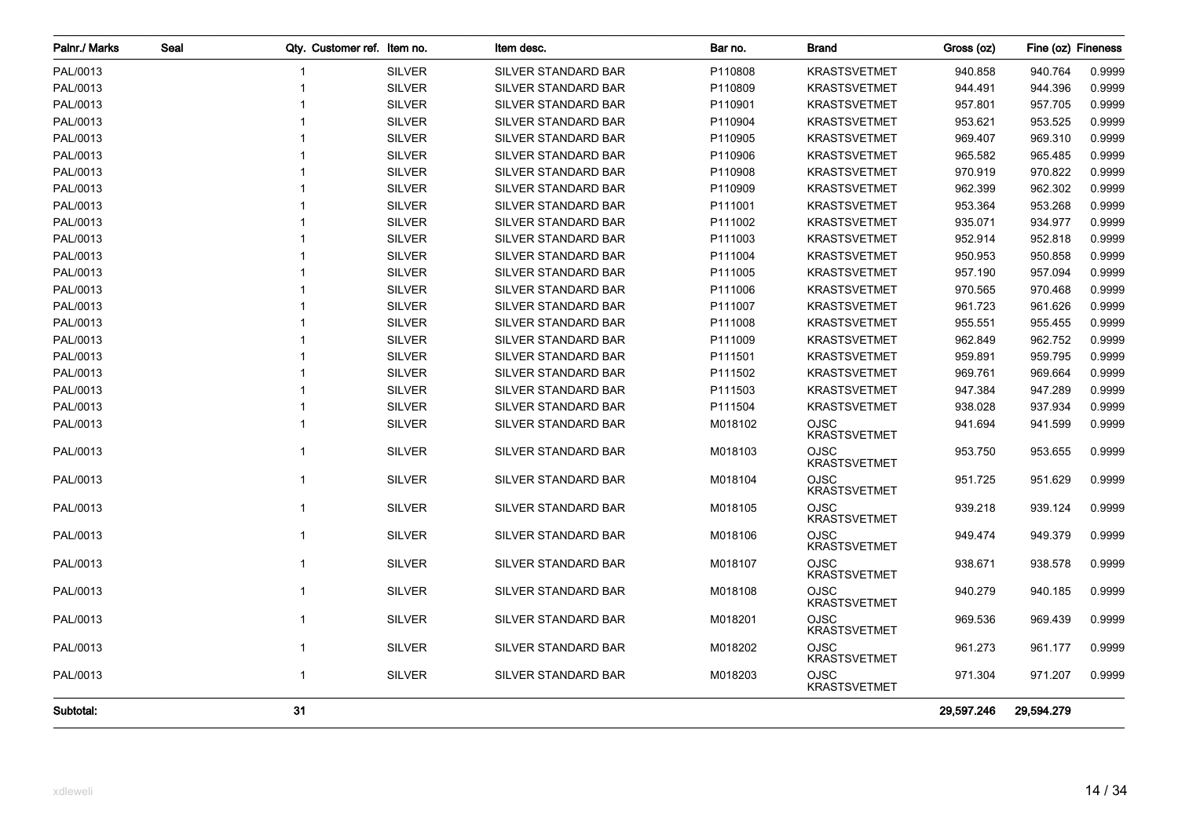| Palnr./ Marks | Seal | Qty. | Customer ref. | Item no. | Item desc. | Bar no. | Brand | Gross (oz) | Fine (oz) | Fineness |
|---|---|---|---|---|---|---|---|---|---|---|
| PAL/0013 | | 1 | | SILVER | SILVER STANDARD BAR | P110808 | KRASTSVETMET | 940.858 | 940.764 | 0.9999 |
| PAL/0013 | | 1 | | SILVER | SILVER STANDARD BAR | P110809 | KRASTSVETMET | 944.491 | 944.396 | 0.9999 |
| PAL/0013 | | 1 | | SILVER | SILVER STANDARD BAR | P110901 | KRASTSVETMET | 957.801 | 957.705 | 0.9999 |
| PAL/0013 | | 1 | | SILVER | SILVER STANDARD BAR | P110904 | KRASTSVETMET | 953.621 | 953.525 | 0.9999 |
| PAL/0013 | | 1 | | SILVER | SILVER STANDARD BAR | P110905 | KRASTSVETMET | 969.407 | 969.310 | 0.9999 |
| PAL/0013 | | 1 | | SILVER | SILVER STANDARD BAR | P110906 | KRASTSVETMET | 965.582 | 965.485 | 0.9999 |
| PAL/0013 | | 1 | | SILVER | SILVER STANDARD BAR | P110908 | KRASTSVETMET | 970.919 | 970.822 | 0.9999 |
| PAL/0013 | | 1 | | SILVER | SILVER STANDARD BAR | P110909 | KRASTSVETMET | 962.399 | 962.302 | 0.9999 |
| PAL/0013 | | 1 | | SILVER | SILVER STANDARD BAR | P111001 | KRASTSVETMET | 953.364 | 953.268 | 0.9999 |
| PAL/0013 | | 1 | | SILVER | SILVER STANDARD BAR | P111002 | KRASTSVETMET | 935.071 | 934.977 | 0.9999 |
| PAL/0013 | | 1 | | SILVER | SILVER STANDARD BAR | P111003 | KRASTSVETMET | 952.914 | 952.818 | 0.9999 |
| PAL/0013 | | 1 | | SILVER | SILVER STANDARD BAR | P111004 | KRASTSVETMET | 950.953 | 950.858 | 0.9999 |
| PAL/0013 | | 1 | | SILVER | SILVER STANDARD BAR | P111005 | KRASTSVETMET | 957.190 | 957.094 | 0.9999 |
| PAL/0013 | | 1 | | SILVER | SILVER STANDARD BAR | P111006 | KRASTSVETMET | 970.565 | 970.468 | 0.9999 |
| PAL/0013 | | 1 | | SILVER | SILVER STANDARD BAR | P111007 | KRASTSVETMET | 961.723 | 961.626 | 0.9999 |
| PAL/0013 | | 1 | | SILVER | SILVER STANDARD BAR | P111008 | KRASTSVETMET | 955.551 | 955.455 | 0.9999 |
| PAL/0013 | | 1 | | SILVER | SILVER STANDARD BAR | P111009 | KRASTSVETMET | 962.849 | 962.752 | 0.9999 |
| PAL/0013 | | 1 | | SILVER | SILVER STANDARD BAR | P111501 | KRASTSVETMET | 959.891 | 959.795 | 0.9999 |
| PAL/0013 | | 1 | | SILVER | SILVER STANDARD BAR | P111502 | KRASTSVETMET | 969.761 | 969.664 | 0.9999 |
| PAL/0013 | | 1 | | SILVER | SILVER STANDARD BAR | P111503 | KRASTSVETMET | 947.384 | 947.289 | 0.9999 |
| PAL/0013 | | 1 | | SILVER | SILVER STANDARD BAR | P111504 | KRASTSVETMET | 938.028 | 937.934 | 0.9999 |
| PAL/0013 | | 1 | | SILVER | SILVER STANDARD BAR | M018102 | OJSC KRASTSVETMET | 941.694 | 941.599 | 0.9999 |
| PAL/0013 | | 1 | | SILVER | SILVER STANDARD BAR | M018103 | OJSC KRASTSVETMET | 953.750 | 953.655 | 0.9999 |
| PAL/0013 | | 1 | | SILVER | SILVER STANDARD BAR | M018104 | OJSC KRASTSVETMET | 951.725 | 951.629 | 0.9999 |
| PAL/0013 | | 1 | | SILVER | SILVER STANDARD BAR | M018105 | OJSC KRASTSVETMET | 939.218 | 939.124 | 0.9999 |
| PAL/0013 | | 1 | | SILVER | SILVER STANDARD BAR | M018106 | OJSC KRASTSVETMET | 949.474 | 949.379 | 0.9999 |
| PAL/0013 | | 1 | | SILVER | SILVER STANDARD BAR | M018107 | OJSC KRASTSVETMET | 938.671 | 938.578 | 0.9999 |
| PAL/0013 | | 1 | | SILVER | SILVER STANDARD BAR | M018108 | OJSC KRASTSVETMET | 940.279 | 940.185 | 0.9999 |
| PAL/0013 | | 1 | | SILVER | SILVER STANDARD BAR | M018201 | OJSC KRASTSVETMET | 969.536 | 969.439 | 0.9999 |
| PAL/0013 | | 1 | | SILVER | SILVER STANDARD BAR | M018202 | OJSC KRASTSVETMET | 961.273 | 961.177 | 0.9999 |
| PAL/0013 | | 1 | | SILVER | SILVER STANDARD BAR | M018203 | OJSC KRASTSVETMET | 971.304 | 971.207 | 0.9999 |
| **Subtotal:** | | **31** | | | | | | **29,597.246** | **29,594.279** | |

xdleweli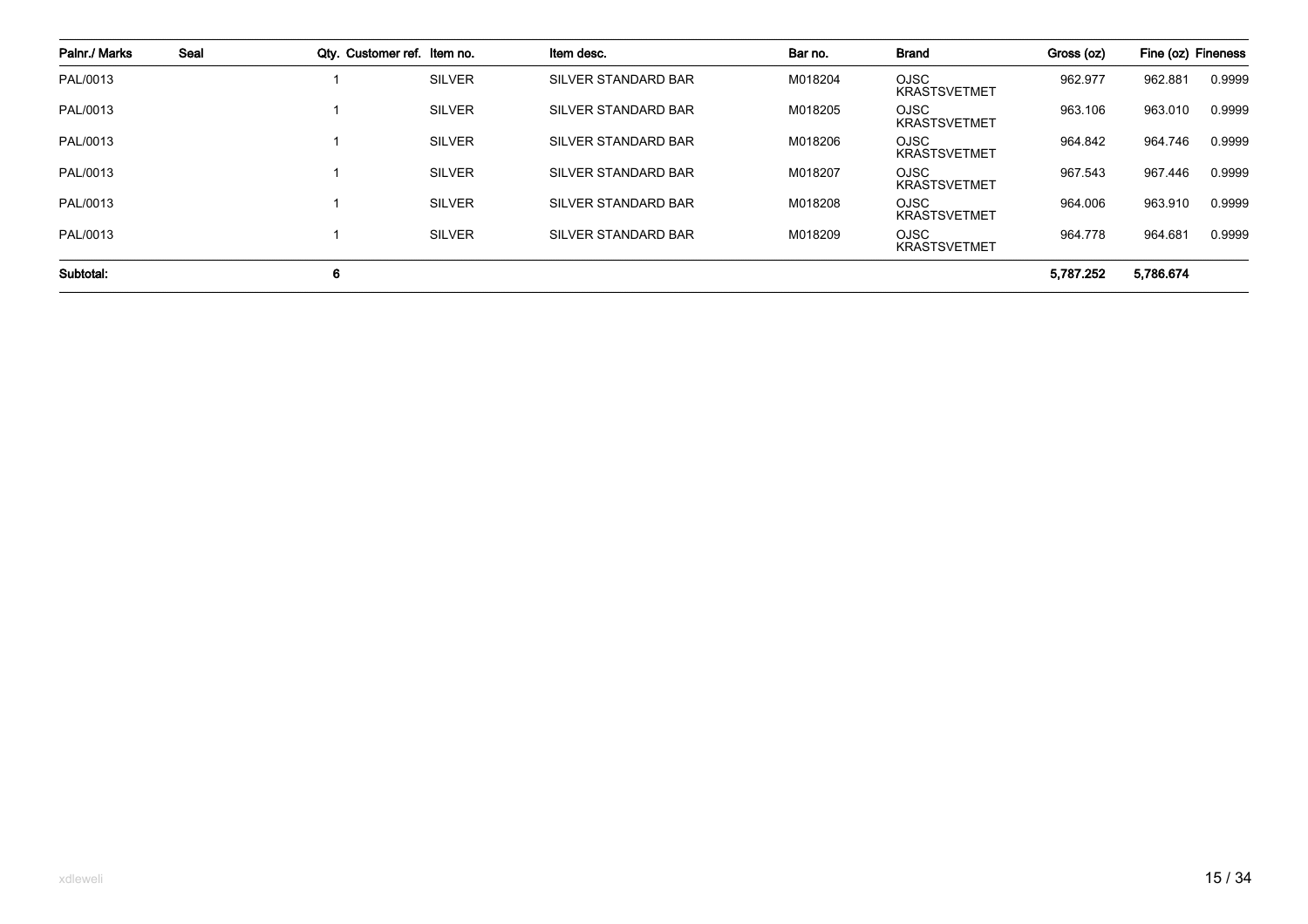| Palnr./ Marks | Seal | Qty. | Customer ref. | Item no. | Item desc. | Bar no. | Brand | Gross (oz) | Fine (oz) | Fineness |
|---|---|---|---|---|---|---|---|---|---|---|
| PAL/0013 | | 1 | | SILVER | SILVER STANDARD BAR | M018204 | OJSC KRASTSVETMET | 962.977 | 962.881 | 0.9999 |
| PAL/0013 | | 1 | | SILVER | SILVER STANDARD BAR | M018205 | OJSC KRASTSVETMET | 963.106 | 963.010 | 0.9999 |
| PAL/0013 | | 1 | | SILVER | SILVER STANDARD BAR | M018206 | OJSC KRASTSVETMET | 964.842 | 964.746 | 0.9999 |
| PAL/0013 | | 1 | | SILVER | SILVER STANDARD BAR | M018207 | OJSC KRASTSVETMET | 967.543 | 967.446 | 0.9999 |
| PAL/0013 | | 1 | | SILVER | SILVER STANDARD BAR | M018208 | OJSC KRASTSVETMET | 964.006 | 963.910 | 0.9999 |
| PAL/0013 | | 1 | | SILVER | SILVER STANDARD BAR | M018209 | OJSC KRASTSVETMET | 964.778 | 964.681 | 0.9999 |
| **Subtotal:** | | **6** | | | | | | **5,787.252** | **5,786.674** | |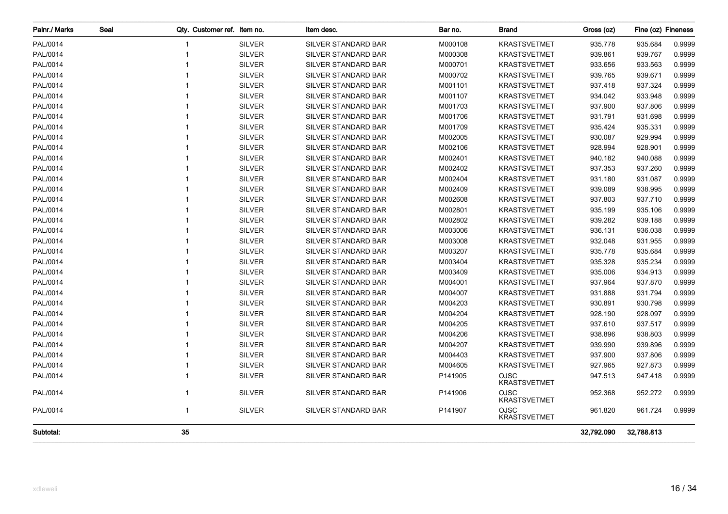| Palnr./ Marks | Seal | Qty. | Customer ref. | Item no. | Item desc. | Bar no. | Brand | Gross (oz) | Fine (oz) | Fineness |
|---|---|---|---|---|---|---|---|---|---|---|
| PAL/0014 | | 1 | | SILVER | SILVER STANDARD BAR | M000108 | KRASTSVETMET | 935.778 | 935.684 | 0.9999 |
| PAL/0014 | | 1 | | SILVER | SILVER STANDARD BAR | M000308 | KRASTSVETMET | 939.861 | 939.767 | 0.9999 |
| PAL/0014 | | 1 | | SILVER | SILVER STANDARD BAR | M000701 | KRASTSVETMET | 933.656 | 933.563 | 0.9999 |
| PAL/0014 | | 1 | | SILVER | SILVER STANDARD BAR | M000702 | KRASTSVETMET | 939.765 | 939.671 | 0.9999 |
| PAL/0014 | | 1 | | SILVER | SILVER STANDARD BAR | M001101 | KRASTSVETMET | 937.418 | 937.324 | 0.9999 |
| PAL/0014 | | 1 | | SILVER | SILVER STANDARD BAR | M001107 | KRASTSVETMET | 934.042 | 933.948 | 0.9999 |
| PAL/0014 | | 1 | | SILVER | SILVER STANDARD BAR | M001703 | KRASTSVETMET | 937.900 | 937.806 | 0.9999 |
| PAL/0014 | | 1 | | SILVER | SILVER STANDARD BAR | M001706 | KRASTSVETMET | 931.791 | 931.698 | 0.9999 |
| PAL/0014 | | 1 | | SILVER | SILVER STANDARD BAR | M001709 | KRASTSVETMET | 935.424 | 935.331 | 0.9999 |
| PAL/0014 | | 1 | | SILVER | SILVER STANDARD BAR | M002005 | KRASTSVETMET | 930.087 | 929.994 | 0.9999 |
| PAL/0014 | | 1 | | SILVER | SILVER STANDARD BAR | M002106 | KRASTSVETMET | 928.994 | 928.901 | 0.9999 |
| PAL/0014 | | 1 | | SILVER | SILVER STANDARD BAR | M002401 | KRASTSVETMET | 940.182 | 940.088 | 0.9999 |
| PAL/0014 | | 1 | | SILVER | SILVER STANDARD BAR | M002402 | KRASTSVETMET | 937.353 | 937.260 | 0.9999 |
| PAL/0014 | | 1 | | SILVER | SILVER STANDARD BAR | M002404 | KRASTSVETMET | 931.180 | 931.087 | 0.9999 |
| PAL/0014 | | 1 | | SILVER | SILVER STANDARD BAR | M002409 | KRASTSVETMET | 939.089 | 938.995 | 0.9999 |
| PAL/0014 | | 1 | | SILVER | SILVER STANDARD BAR | M002608 | KRASTSVETMET | 937.803 | 937.710 | 0.9999 |
| PAL/0014 | | 1 | | SILVER | SILVER STANDARD BAR | M002801 | KRASTSVETMET | 935.199 | 935.106 | 0.9999 |
| PAL/0014 | | 1 | | SILVER | SILVER STANDARD BAR | M002802 | KRASTSVETMET | 939.282 | 939.188 | 0.9999 |
| PAL/0014 | | 1 | | SILVER | SILVER STANDARD BAR | M003006 | KRASTSVETMET | 936.131 | 936.038 | 0.9999 |
| PAL/0014 | | 1 | | SILVER | SILVER STANDARD BAR | M003008 | KRASTSVETMET | 932.048 | 931.955 | 0.9999 |
| PAL/0014 | | 1 | | SILVER | SILVER STANDARD BAR | M003207 | KRASTSVETMET | 935.778 | 935.684 | 0.9999 |
| PAL/0014 | | 1 | | SILVER | SILVER STANDARD BAR | M003404 | KRASTSVETMET | 935.328 | 935.234 | 0.9999 |
| PAL/0014 | | 1 | | SILVER | SILVER STANDARD BAR | M003409 | KRASTSVETMET | 935.006 | 934.913 | 0.9999 |
| PAL/0014 | | 1 | | SILVER | SILVER STANDARD BAR | M004001 | KRASTSVETMET | 937.964 | 937.870 | 0.9999 |
| PAL/0014 | | 1 | | SILVER | SILVER STANDARD BAR | M004007 | KRASTSVETMET | 931.888 | 931.794 | 0.9999 |
| PAL/0014 | | 1 | | SILVER | SILVER STANDARD BAR | M004203 | KRASTSVETMET | 930.891 | 930.798 | 0.9999 |
| PAL/0014 | | 1 | | SILVER | SILVER STANDARD BAR | M004204 | KRASTSVETMET | 928.190 | 928.097 | 0.9999 |
| PAL/0014 | | 1 | | SILVER | SILVER STANDARD BAR | M004205 | KRASTSVETMET | 937.610 | 937.517 | 0.9999 |
| PAL/0014 | | 1 | | SILVER | SILVER STANDARD BAR | M004206 | KRASTSVETMET | 938.896 | 938.803 | 0.9999 |
| PAL/0014 | | 1 | | SILVER | SILVER STANDARD BAR | M004207 | KRASTSVETMET | 939.990 | 939.896 | 0.9999 |
| PAL/0014 | | 1 | | SILVER | SILVER STANDARD BAR | M004403 | KRASTSVETMET | 937.900 | 937.806 | 0.9999 |
| PAL/0014 | | 1 | | SILVER | SILVER STANDARD BAR | M004605 | KRASTSVETMET | 927.965 | 927.873 | 0.9999 |
| PAL/0014 | | 1 | | SILVER | SILVER STANDARD BAR | P141905 | OJSC KRASTSVETMET | 947.513 | 947.418 | 0.9999 |
| PAL/0014 | | 1 | | SILVER | SILVER STANDARD BAR | P141906 | OJSC KRASTSVETMET | 952.368 | 952.272 | 0.9999 |
| PAL/0014 | | 1 | | SILVER | SILVER STANDARD BAR | P141907 | OJSC KRASTSVETMET | 961.820 | 961.724 | 0.9999 |
| **Subtotal:** | | **35** | | | | | | **32,792.090** | **32,788.813** | |

xdleweli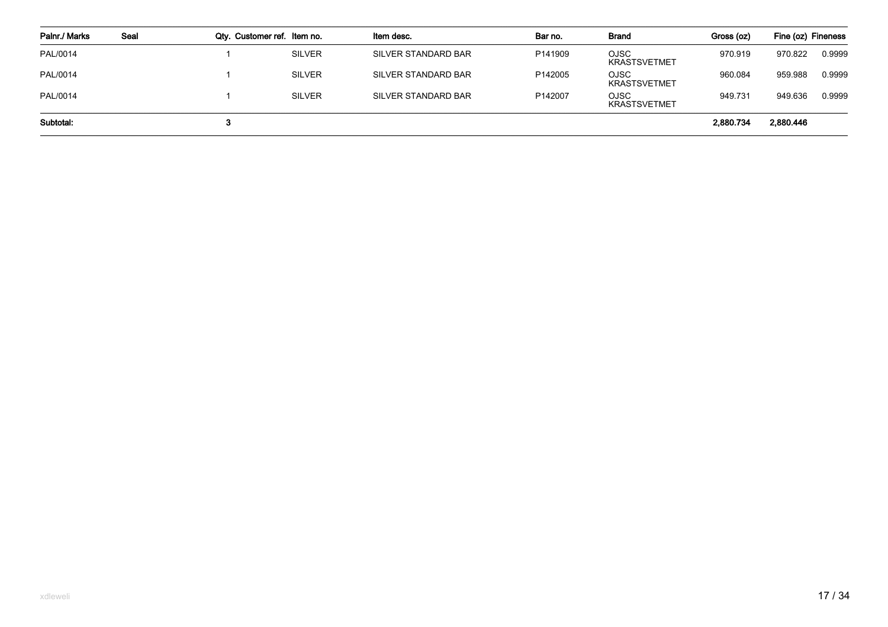| Palnr./ Marks | Seal | Qty. | Customer ref. | Item no. | Item desc. | Bar no. | Brand | Gross (oz) | Fine (oz) | Fineness |
|---|---|---|---|---|---|---|---|---|---|---|
| PAL/0014 | | 1 | | SILVER | SILVER STANDARD BAR | P141909 | OJSC KRASTSVETMET | 970.919 | 970.822 | 0.9999 |
| PAL/0014 | | 1 | | SILVER | SILVER STANDARD BAR | P142005 | OJSC KRASTSVETMET | 960.084 | 959.988 | 0.9999 |
| PAL/0014 | | 1 | | SILVER | SILVER STANDARD BAR | P142007 | OJSC KRASTSVETMET | 949.731 | 949.636 | 0.9999 |
| **Subtotal:** | | **3** | | | | | | **2,880.734** | **2,880.446** | |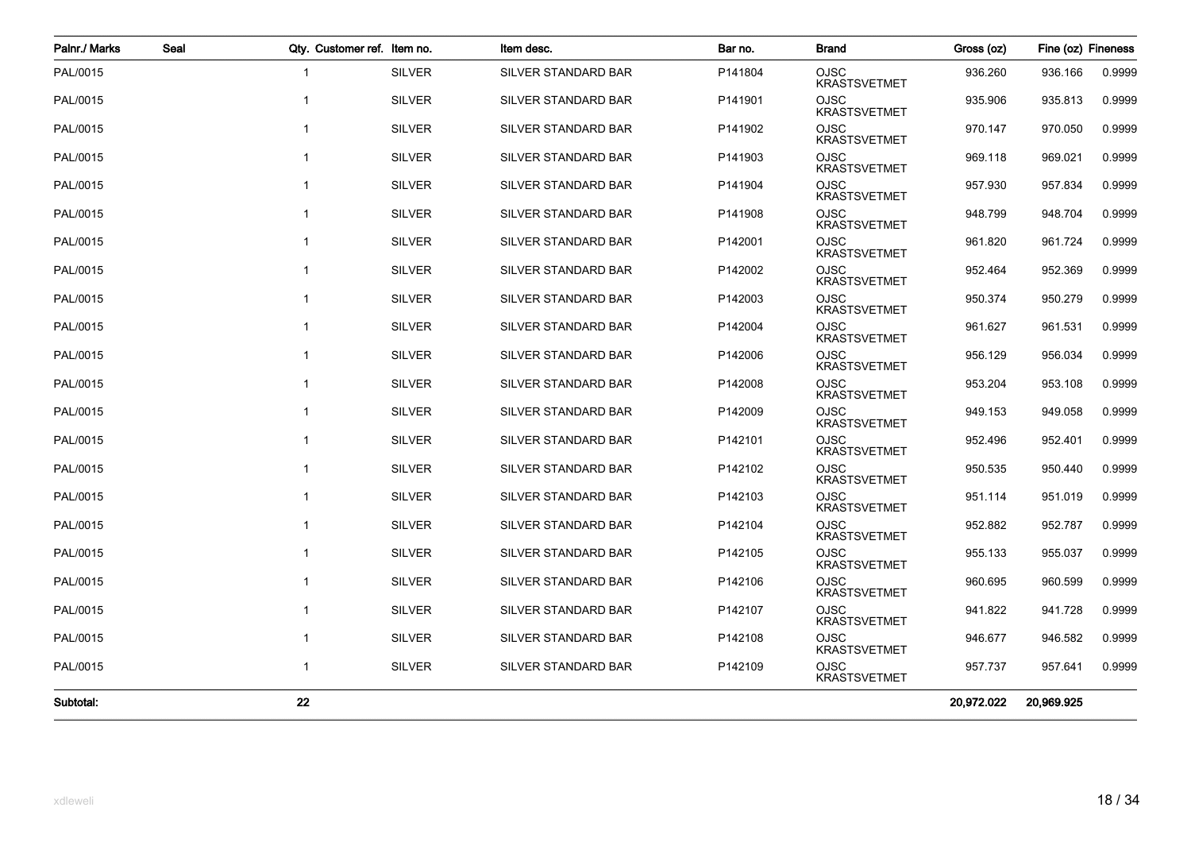| Palnr./ Marks | Seal | Qty. | Customer ref. | Item no. | Item desc. | Bar no. | Brand | Gross (oz) | Fine (oz) | Fineness |
|---|---|---|---|---|---|---|---|---|---|---|
| PAL/0015 | | 1 | | SILVER | SILVER STANDARD BAR | P141804 | OJSC KRASTSVETMET | 936.260 | 936.166 | 0.9999 |
| PAL/0015 | | 1 | | SILVER | SILVER STANDARD BAR | P141901 | OJSC KRASTSVETMET | 935.906 | 935.813 | 0.9999 |
| PAL/0015 | | 1 | | SILVER | SILVER STANDARD BAR | P141902 | OJSC KRASTSVETMET | 970.147 | 970.050 | 0.9999 |
| PAL/0015 | | 1 | | SILVER | SILVER STANDARD BAR | P141903 | OJSC KRASTSVETMET | 969.118 | 969.021 | 0.9999 |
| PAL/0015 | | 1 | | SILVER | SILVER STANDARD BAR | P141904 | OJSC KRASTSVETMET | 957.930 | 957.834 | 0.9999 |
| PAL/0015 | | 1 | | SILVER | SILVER STANDARD BAR | P141908 | OJSC KRASTSVETMET | 948.799 | 948.704 | 0.9999 |
| PAL/0015 | | 1 | | SILVER | SILVER STANDARD BAR | P142001 | OJSC KRASTSVETMET | 961.820 | 961.724 | 0.9999 |
| PAL/0015 | | 1 | | SILVER | SILVER STANDARD BAR | P142002 | OJSC KRASTSVETMET | 952.464 | 952.369 | 0.9999 |
| PAL/0015 | | 1 | | SILVER | SILVER STANDARD BAR | P142003 | OJSC KRASTSVETMET | 950.374 | 950.279 | 0.9999 |
| PAL/0015 | | 1 | | SILVER | SILVER STANDARD BAR | P142004 | OJSC KRASTSVETMET | 961.627 | 961.531 | 0.9999 |
| PAL/0015 | | 1 | | SILVER | SILVER STANDARD BAR | P142006 | OJSC KRASTSVETMET | 956.129 | 956.034 | 0.9999 |
| PAL/0015 | | 1 | | SILVER | SILVER STANDARD BAR | P142008 | OJSC KRASTSVETMET | 953.204 | 953.108 | 0.9999 |
| PAL/0015 | | 1 | | SILVER | SILVER STANDARD BAR | P142009 | OJSC KRASTSVETMET | 949.153 | 949.058 | 0.9999 |
| PAL/0015 | | 1 | | SILVER | SILVER STANDARD BAR | P142101 | OJSC KRASTSVETMET | 952.496 | 952.401 | 0.9999 |
| PAL/0015 | | 1 | | SILVER | SILVER STANDARD BAR | P142102 | OJSC KRASTSVETMET | 950.535 | 950.440 | 0.9999 |
| PAL/0015 | | 1 | | SILVER | SILVER STANDARD BAR | P142103 | OJSC KRASTSVETMET | 951.114 | 951.019 | 0.9999 |
| PAL/0015 | | 1 | | SILVER | SILVER STANDARD BAR | P142104 | OJSC KRASTSVETMET | 952.882 | 952.787 | 0.9999 |
| PAL/0015 | | 1 | | SILVER | SILVER STANDARD BAR | P142105 | OJSC KRASTSVETMET | 955.133 | 955.037 | 0.9999 |
| PAL/0015 | | 1 | | SILVER | SILVER STANDARD BAR | P142106 | OJSC KRASTSVETMET | 960.695 | 960.599 | 0.9999 |
| PAL/0015 | | 1 | | SILVER | SILVER STANDARD BAR | P142107 | OJSC KRASTSVETMET | 941.822 | 941.728 | 0.9999 |
| PAL/0015 | | 1 | | SILVER | SILVER STANDARD BAR | P142108 | OJSC KRASTSVETMET | 946.677 | 946.582 | 0.9999 |
| PAL/0015 | | 1 | | SILVER | SILVER STANDARD BAR | P142109 | OJSC KRASTSVETMET | 957.737 | 957.641 | 0.9999 |
| **Subtotal:** | | **22** | | | | | | **20,972.022** | **20,969.925** | |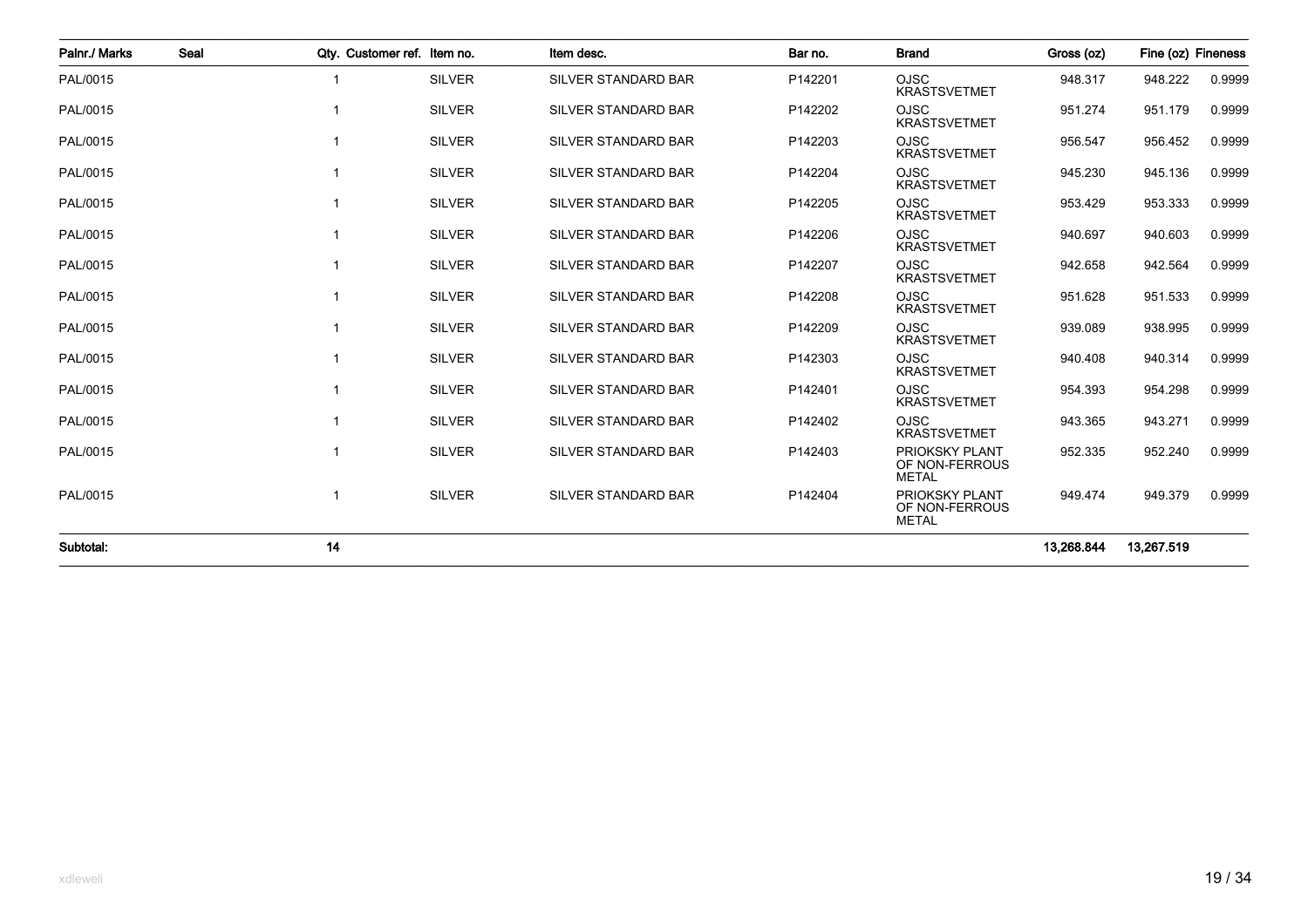| Palnr./ Marks | Seal | Qty. | Customer ref. | Item no. | Item desc. | Bar no. | Brand | Gross (oz) | Fine (oz) | Fineness |
|---|---|---|---|---|---|---|---|---|---|---|
| PAL/0015 | | 1 | | SILVER | SILVER STANDARD BAR | P142201 | OJSC KRASTSVETMET | 948.317 | 948.222 | 0.9999 |
| PAL/0015 | | 1 | | SILVER | SILVER STANDARD BAR | P142202 | OJSC KRASTSVETMET | 951.274 | 951.179 | 0.9999 |
| PAL/0015 | | 1 | | SILVER | SILVER STANDARD BAR | P142203 | OJSC KRASTSVETMET | 956.547 | 956.452 | 0.9999 |
| PAL/0015 | | 1 | | SILVER | SILVER STANDARD BAR | P142204 | OJSC KRASTSVETMET | 945.230 | 945.136 | 0.9999 |
| PAL/0015 | | 1 | | SILVER | SILVER STANDARD BAR | P142205 | OJSC KRASTSVETMET | 953.429 | 953.333 | 0.9999 |
| PAL/0015 | | 1 | | SILVER | SILVER STANDARD BAR | P142206 | OJSC KRASTSVETMET | 940.697 | 940.603 | 0.9999 |
| PAL/0015 | | 1 | | SILVER | SILVER STANDARD BAR | P142207 | OJSC KRASTSVETMET | 942.658 | 942.564 | 0.9999 |
| PAL/0015 | | 1 | | SILVER | SILVER STANDARD BAR | P142208 | OJSC KRASTSVETMET | 951.628 | 951.533 | 0.9999 |
| PAL/0015 | | 1 | | SILVER | SILVER STANDARD BAR | P142209 | OJSC KRASTSVETMET | 939.089 | 938.995 | 0.9999 |
| PAL/0015 | | 1 | | SILVER | SILVER STANDARD BAR | P142303 | OJSC KRASTSVETMET | 940.408 | 940.314 | 0.9999 |
| PAL/0015 | | 1 | | SILVER | SILVER STANDARD BAR | P142401 | OJSC KRASTSVETMET | 954.393 | 954.298 | 0.9999 |
| PAL/0015 | | 1 | | SILVER | SILVER STANDARD BAR | P142402 | OJSC KRASTSVETMET | 943.365 | 943.271 | 0.9999 |
| PAL/0015 | | 1 | | SILVER | SILVER STANDARD BAR | P142403 | PRIOKSKY PLANT OF NON-FERROUS METAL | 952.335 | 952.240 | 0.9999 |
| PAL/0015 | | 1 | | SILVER | SILVER STANDARD BAR | P142404 | PRIOKSKY PLANT OF NON-FERROUS METAL | 949.474 | 949.379 | 0.9999 |
| **Subtotal:** | | **14** | | | | | | **13,268.844** | **13,267.519** | |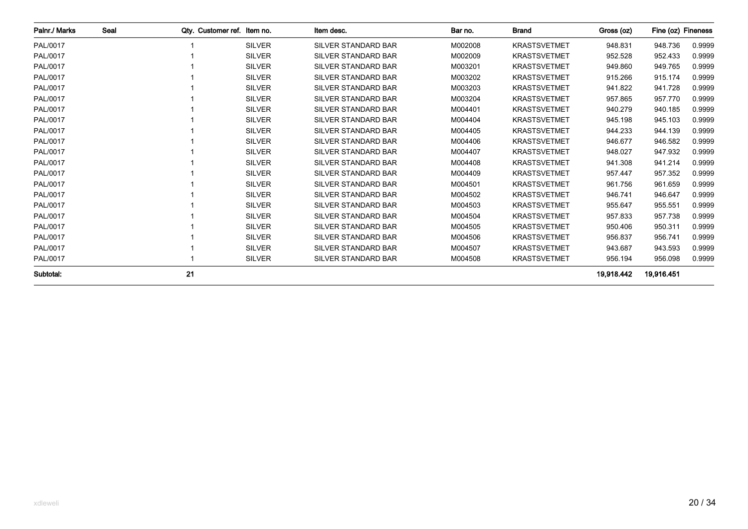| Palnr./ Marks | Seal | Qty. | Customer ref. | Item no. | Item desc. | Bar no. | Brand | Gross (oz) | Fine (oz) | Fineness |
|---|---|---|---|---|---|---|---|---|---|---|
| PAL/0017 | | 1 | | SILVER | SILVER STANDARD BAR | M002008 | KRASTSVETMET | 948.831 | 948.736 | 0.9999 |
| PAL/0017 | | 1 | | SILVER | SILVER STANDARD BAR | M002009 | KRASTSVETMET | 952.528 | 952.433 | 0.9999 |
| PAL/0017 | | 1 | | SILVER | SILVER STANDARD BAR | M003201 | KRASTSVETMET | 949.860 | 949.765 | 0.9999 |
| PAL/0017 | | 1 | | SILVER | SILVER STANDARD BAR | M003202 | KRASTSVETMET | 915.266 | 915.174 | 0.9999 |
| PAL/0017 | | 1 | | SILVER | SILVER STANDARD BAR | M003203 | KRASTSVETMET | 941.822 | 941.728 | 0.9999 |
| PAL/0017 | | 1 | | SILVER | SILVER STANDARD BAR | M003204 | KRASTSVETMET | 957.865 | 957.770 | 0.9999 |
| PAL/0017 | | 1 | | SILVER | SILVER STANDARD BAR | M004401 | KRASTSVETMET | 940.279 | 940.185 | 0.9999 |
| PAL/0017 | | 1 | | SILVER | SILVER STANDARD BAR | M004404 | KRASTSVETMET | 945.198 | 945.103 | 0.9999 |
| PAL/0017 | | 1 | | SILVER | SILVER STANDARD BAR | M004405 | KRASTSVETMET | 944.233 | 944.139 | 0.9999 |
| PAL/0017 | | 1 | | SILVER | SILVER STANDARD BAR | M004406 | KRASTSVETMET | 946.677 | 946.582 | 0.9999 |
| PAL/0017 | | 1 | | SILVER | SILVER STANDARD BAR | M004407 | KRASTSVETMET | 948.027 | 947.932 | 0.9999 |
| PAL/0017 | | 1 | | SILVER | SILVER STANDARD BAR | M004408 | KRASTSVETMET | 941.308 | 941.214 | 0.9999 |
| PAL/0017 | | 1 | | SILVER | SILVER STANDARD BAR | M004409 | KRASTSVETMET | 957.447 | 957.352 | 0.9999 |
| PAL/0017 | | 1 | | SILVER | SILVER STANDARD BAR | M004501 | KRASTSVETMET | 961.756 | 961.659 | 0.9999 |
| PAL/0017 | | 1 | | SILVER | SILVER STANDARD BAR | M004502 | KRASTSVETMET | 946.741 | 946.647 | 0.9999 |
| PAL/0017 | | 1 | | SILVER | SILVER STANDARD BAR | M004503 | KRASTSVETMET | 955.647 | 955.551 | 0.9999 |
| PAL/0017 | | 1 | | SILVER | SILVER STANDARD BAR | M004504 | KRASTSVETMET | 957.833 | 957.738 | 0.9999 |
| PAL/0017 | | 1 | | SILVER | SILVER STANDARD BAR | M004505 | KRASTSVETMET | 950.406 | 950.311 | 0.9999 |
| PAL/0017 | | 1 | | SILVER | SILVER STANDARD BAR | M004506 | KRASTSVETMET | 956.837 | 956.741 | 0.9999 |
| PAL/0017 | | 1 | | SILVER | SILVER STANDARD BAR | M004507 | KRASTSVETMET | 943.687 | 943.593 | 0.9999 |
| PAL/0017 | | 1 | | SILVER | SILVER STANDARD BAR | M004508 | KRASTSVETMET | 956.194 | 956.098 | 0.9999 |
| **Subtotal:** | | **21** | | | | | | **19,918.442** | **19,916.451** | |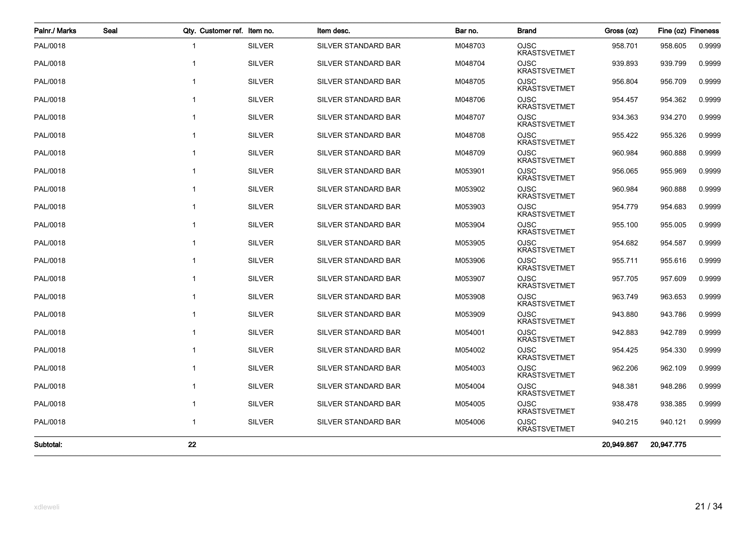| Palnr./ Marks | Seal | Qty. | Customer ref. | Item no. | Item desc. | Bar no. | Brand | Gross (oz) | Fine (oz) | Fineness |
|---|---|---|---|---|---|---|---|---|---|---|
| PAL/0018 | | 1 | | SILVER | SILVER STANDARD BAR | M048703 | OJSC KRASTSVETMET | 958.701 | 958.605 | 0.9999 |
| PAL/0018 | | 1 | | SILVER | SILVER STANDARD BAR | M048704 | OJSC KRASTSVETMET | 939.893 | 939.799 | 0.9999 |
| PAL/0018 | | 1 | | SILVER | SILVER STANDARD BAR | M048705 | OJSC KRASTSVETMET | 956.804 | 956.709 | 0.9999 |
| PAL/0018 | | 1 | | SILVER | SILVER STANDARD BAR | M048706 | OJSC KRASTSVETMET | 954.457 | 954.362 | 0.9999 |
| PAL/0018 | | 1 | | SILVER | SILVER STANDARD BAR | M048707 | OJSC KRASTSVETMET | 934.363 | 934.270 | 0.9999 |
| PAL/0018 | | 1 | | SILVER | SILVER STANDARD BAR | M048708 | OJSC KRASTSVETMET | 955.422 | 955.326 | 0.9999 |
| PAL/0018 | | 1 | | SILVER | SILVER STANDARD BAR | M048709 | OJSC KRASTSVETMET | 960.984 | 960.888 | 0.9999 |
| PAL/0018 | | 1 | | SILVER | SILVER STANDARD BAR | M053901 | OJSC KRASTSVETMET | 956.065 | 955.969 | 0.9999 |
| PAL/0018 | | 1 | | SILVER | SILVER STANDARD BAR | M053902 | OJSC KRASTSVETMET | 960.984 | 960.888 | 0.9999 |
| PAL/0018 | | 1 | | SILVER | SILVER STANDARD BAR | M053903 | OJSC KRASTSVETMET | 954.779 | 954.683 | 0.9999 |
| PAL/0018 | | 1 | | SILVER | SILVER STANDARD BAR | M053904 | OJSC KRASTSVETMET | 955.100 | 955.005 | 0.9999 |
| PAL/0018 | | 1 | | SILVER | SILVER STANDARD BAR | M053905 | OJSC KRASTSVETMET | 954.682 | 954.587 | 0.9999 |
| PAL/0018 | | 1 | | SILVER | SILVER STANDARD BAR | M053906 | OJSC KRASTSVETMET | 955.711 | 955.616 | 0.9999 |
| PAL/0018 | | 1 | | SILVER | SILVER STANDARD BAR | M053907 | OJSC KRASTSVETMET | 957.705 | 957.609 | 0.9999 |
| PAL/0018 | | 1 | | SILVER | SILVER STANDARD BAR | M053908 | OJSC KRASTSVETMET | 963.749 | 963.653 | 0.9999 |
| PAL/0018 | | 1 | | SILVER | SILVER STANDARD BAR | M053909 | OJSC KRASTSVETMET | 943.880 | 943.786 | 0.9999 |
| PAL/0018 | | 1 | | SILVER | SILVER STANDARD BAR | M054001 | OJSC KRASTSVETMET | 942.883 | 942.789 | 0.9999 |
| PAL/0018 | | 1 | | SILVER | SILVER STANDARD BAR | M054002 | OJSC KRASTSVETMET | 954.425 | 954.330 | 0.9999 |
| PAL/0018 | | 1 | | SILVER | SILVER STANDARD BAR | M054003 | OJSC KRASTSVETMET | 962.206 | 962.109 | 0.9999 |
| PAL/0018 | | 1 | | SILVER | SILVER STANDARD BAR | M054004 | OJSC KRASTSVETMET | 948.381 | 948.286 | 0.9999 |
| PAL/0018 | | 1 | | SILVER | SILVER STANDARD BAR | M054005 | OJSC KRASTSVETMET | 938.478 | 938.385 | 0.9999 |
| PAL/0018 | | 1 | | SILVER | SILVER STANDARD BAR | M054006 | OJSC KRASTSVETMET | 940.215 | 940.121 | 0.9999 |
| **Subtotal:** | | **22** | | | | | | **20,949.867** | **20,947.775** | |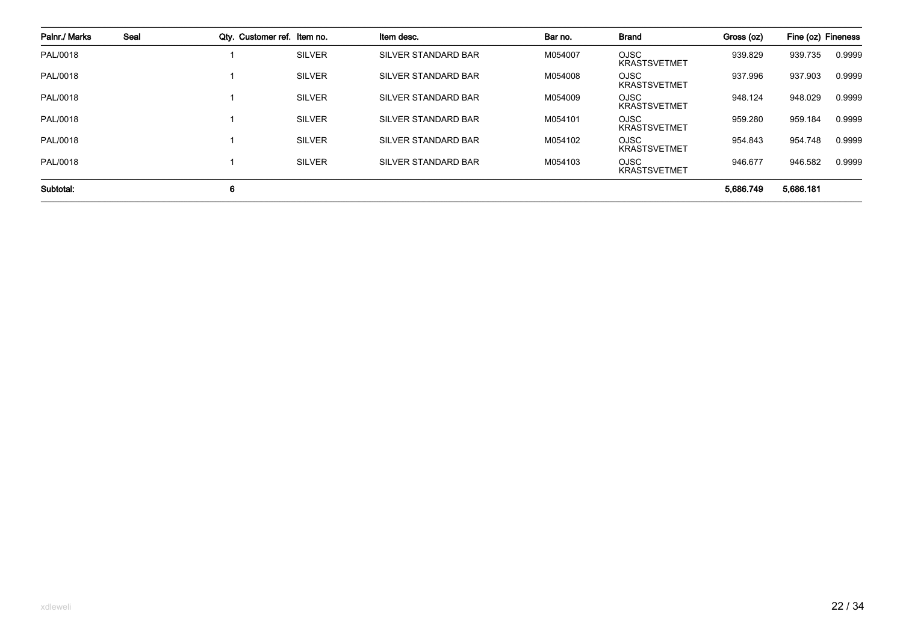| Palnr./ Marks | Seal | Qty. | Customer ref. | Item no. | Item desc. | Bar no. | Brand | Gross (oz) | Fine (oz) | Fineness |
|---|---|---|---|---|---|---|---|---|---|---|
| PAL/0018 | | 1 | | SILVER | SILVER STANDARD BAR | M054007 | OJSC KRASTSVETMET | 939.829 | 939.735 | 0.9999 |
| PAL/0018 | | 1 | | SILVER | SILVER STANDARD BAR | M054008 | OJSC KRASTSVETMET | 937.996 | 937.903 | 0.9999 |
| PAL/0018 | | 1 | | SILVER | SILVER STANDARD BAR | M054009 | OJSC KRASTSVETMET | 948.124 | 948.029 | 0.9999 |
| PAL/0018 | | 1 | | SILVER | SILVER STANDARD BAR | M054101 | OJSC KRASTSVETMET | 959.280 | 959.184 | 0.9999 |
| PAL/0018 | | 1 | | SILVER | SILVER STANDARD BAR | M054102 | OJSC KRASTSVETMET | 954.843 | 954.748 | 0.9999 |
| PAL/0018 | | 1 | | SILVER | SILVER STANDARD BAR | M054103 | OJSC KRASTSVETMET | 946.677 | 946.582 | 0.9999 |
| **Subtotal:** | | **6** | | | | | | **5,686.749** | **5,686.181** | |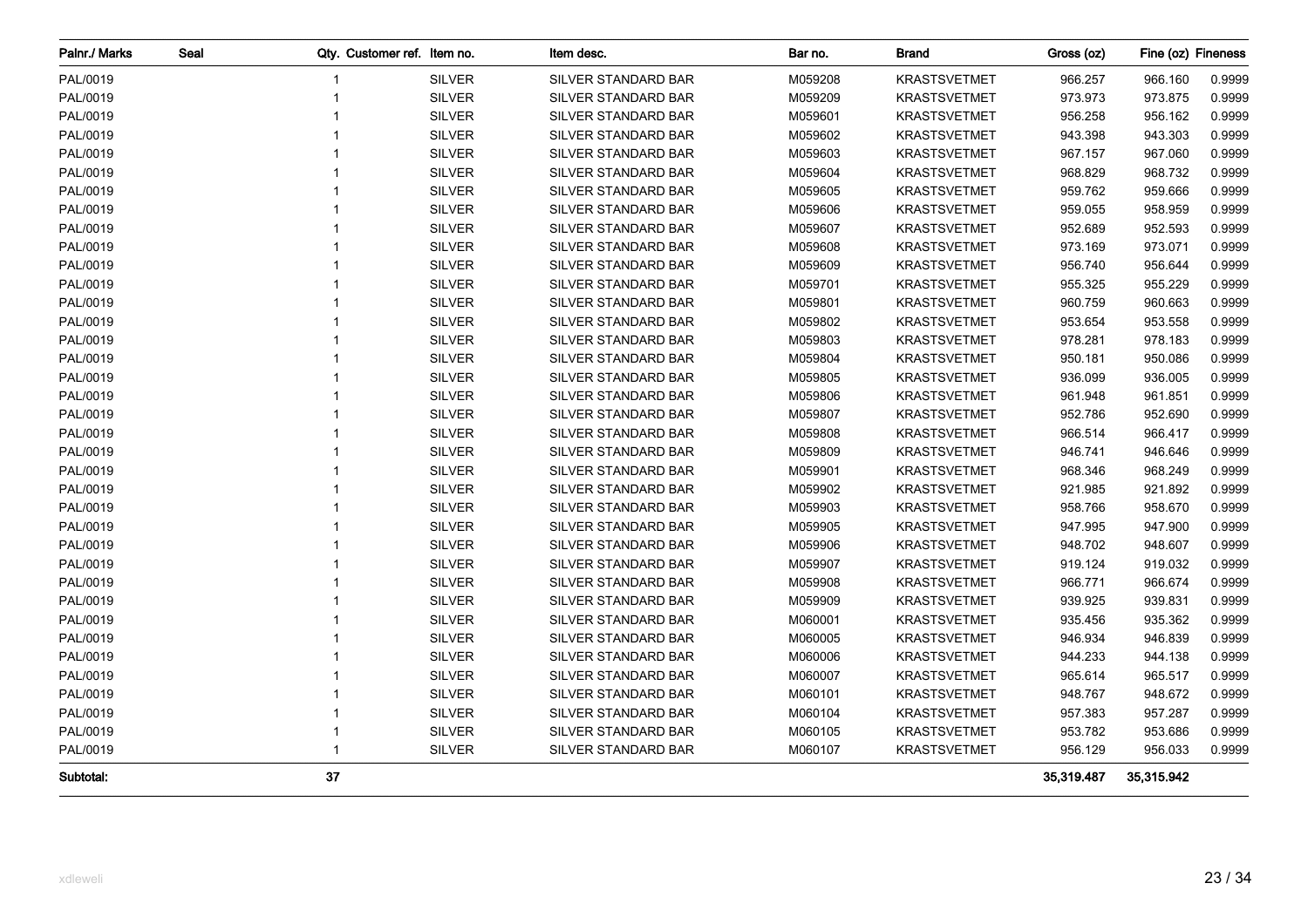| Palnr./ Marks | Seal | Qty. | Customer ref. | Item no. | Item desc. | Bar no. | Brand | Gross (oz) | Fine (oz) | Fineness |
|---|---|---|---|---|---|---|---|---|---|---|
| PAL/0019 | | 1 | | SILVER | SILVER STANDARD BAR | M059208 | KRASTSVETMET | 966.257 | 966.160 | 0.9999 |
| PAL/0019 | | 1 | | SILVER | SILVER STANDARD BAR | M059209 | KRASTSVETMET | 973.973 | 973.875 | 0.9999 |
| PAL/0019 | | 1 | | SILVER | SILVER STANDARD BAR | M059601 | KRASTSVETMET | 956.258 | 956.162 | 0.9999 |
| PAL/0019 | | 1 | | SILVER | SILVER STANDARD BAR | M059602 | KRASTSVETMET | 943.398 | 943.303 | 0.9999 |
| PAL/0019 | | 1 | | SILVER | SILVER STANDARD BAR | M059603 | KRASTSVETMET | 967.157 | 967.060 | 0.9999 |
| PAL/0019 | | 1 | | SILVER | SILVER STANDARD BAR | M059604 | KRASTSVETMET | 968.829 | 968.732 | 0.9999 |
| PAL/0019 | | 1 | | SILVER | SILVER STANDARD BAR | M059605 | KRASTSVETMET | 959.762 | 959.666 | 0.9999 |
| PAL/0019 | | 1 | | SILVER | SILVER STANDARD BAR | M059606 | KRASTSVETMET | 959.055 | 958.959 | 0.9999 |
| PAL/0019 | | 1 | | SILVER | SILVER STANDARD BAR | M059607 | KRASTSVETMET | 952.689 | 952.593 | 0.9999 |
| PAL/0019 | | 1 | | SILVER | SILVER STANDARD BAR | M059608 | KRASTSVETMET | 973.169 | 973.071 | 0.9999 |
| PAL/0019 | | 1 | | SILVER | SILVER STANDARD BAR | M059609 | KRASTSVETMET | 956.740 | 956.644 | 0.9999 |
| PAL/0019 | | 1 | | SILVER | SILVER STANDARD BAR | M059701 | KRASTSVETMET | 955.325 | 955.229 | 0.9999 |
| PAL/0019 | | 1 | | SILVER | SILVER STANDARD BAR | M059801 | KRASTSVETMET | 960.759 | 960.663 | 0.9999 |
| PAL/0019 | | 1 | | SILVER | SILVER STANDARD BAR | M059802 | KRASTSVETMET | 953.654 | 953.558 | 0.9999 |
| PAL/0019 | | 1 | | SILVER | SILVER STANDARD BAR | M059803 | KRASTSVETMET | 978.281 | 978.183 | 0.9999 |
| PAL/0019 | | 1 | | SILVER | SILVER STANDARD BAR | M059804 | KRASTSVETMET | 950.181 | 950.086 | 0.9999 |
| PAL/0019 | | 1 | | SILVER | SILVER STANDARD BAR | M059805 | KRASTSVETMET | 936.099 | 936.005 | 0.9999 |
| PAL/0019 | | 1 | | SILVER | SILVER STANDARD BAR | M059806 | KRASTSVETMET | 961.948 | 961.851 | 0.9999 |
| PAL/0019 | | 1 | | SILVER | SILVER STANDARD BAR | M059807 | KRASTSVETMET | 952.786 | 952.690 | 0.9999 |
| PAL/0019 | | 1 | | SILVER | SILVER STANDARD BAR | M059808 | KRASTSVETMET | 966.514 | 966.417 | 0.9999 |
| PAL/0019 | | 1 | | SILVER | SILVER STANDARD BAR | M059809 | KRASTSVETMET | 946.741 | 946.646 | 0.9999 |
| PAL/0019 | | 1 | | SILVER | SILVER STANDARD BAR | M059901 | KRASTSVETMET | 968.346 | 968.249 | 0.9999 |
| PAL/0019 | | 1 | | SILVER | SILVER STANDARD BAR | M059902 | KRASTSVETMET | 921.985 | 921.892 | 0.9999 |
| PAL/0019 | | 1 | | SILVER | SILVER STANDARD BAR | M059903 | KRASTSVETMET | 958.766 | 958.670 | 0.9999 |
| PAL/0019 | | 1 | | SILVER | SILVER STANDARD BAR | M059905 | KRASTSVETMET | 947.995 | 947.900 | 0.9999 |
| PAL/0019 | | 1 | | SILVER | SILVER STANDARD BAR | M059906 | KRASTSVETMET | 948.702 | 948.607 | 0.9999 |
| PAL/0019 | | 1 | | SILVER | SILVER STANDARD BAR | M059907 | KRASTSVETMET | 919.124 | 919.032 | 0.9999 |
| PAL/0019 | | 1 | | SILVER | SILVER STANDARD BAR | M059908 | KRASTSVETMET | 966.771 | 966.674 | 0.9999 |
| PAL/0019 | | 1 | | SILVER | SILVER STANDARD BAR | M059909 | KRASTSVETMET | 939.925 | 939.831 | 0.9999 |
| PAL/0019 | | 1 | | SILVER | SILVER STANDARD BAR | M060001 | KRASTSVETMET | 935.456 | 935.362 | 0.9999 |
| PAL/0019 | | 1 | | SILVER | SILVER STANDARD BAR | M060005 | KRASTSVETMET | 946.934 | 946.839 | 0.9999 |
| PAL/0019 | | 1 | | SILVER | SILVER STANDARD BAR | M060006 | KRASTSVETMET | 944.233 | 944.138 | 0.9999 |
| PAL/0019 | | 1 | | SILVER | SILVER STANDARD BAR | M060007 | KRASTSVETMET | 965.614 | 965.517 | 0.9999 |
| PAL/0019 | | 1 | | SILVER | SILVER STANDARD BAR | M060101 | KRASTSVETMET | 948.767 | 948.672 | 0.9999 |
| PAL/0019 | | 1 | | SILVER | SILVER STANDARD BAR | M060104 | KRASTSVETMET | 957.383 | 957.287 | 0.9999 |
| PAL/0019 | | 1 | | SILVER | SILVER STANDARD BAR | M060105 | KRASTSVETMET | 953.782 | 953.686 | 0.9999 |
| PAL/0019 | | 1 | | SILVER | SILVER STANDARD BAR | M060107 | KRASTSVETMET | 956.129 | 956.033 | 0.9999 |
| **Subtotal:** | | **37** | | | | | | **35,319.487** | **35,315.942** | |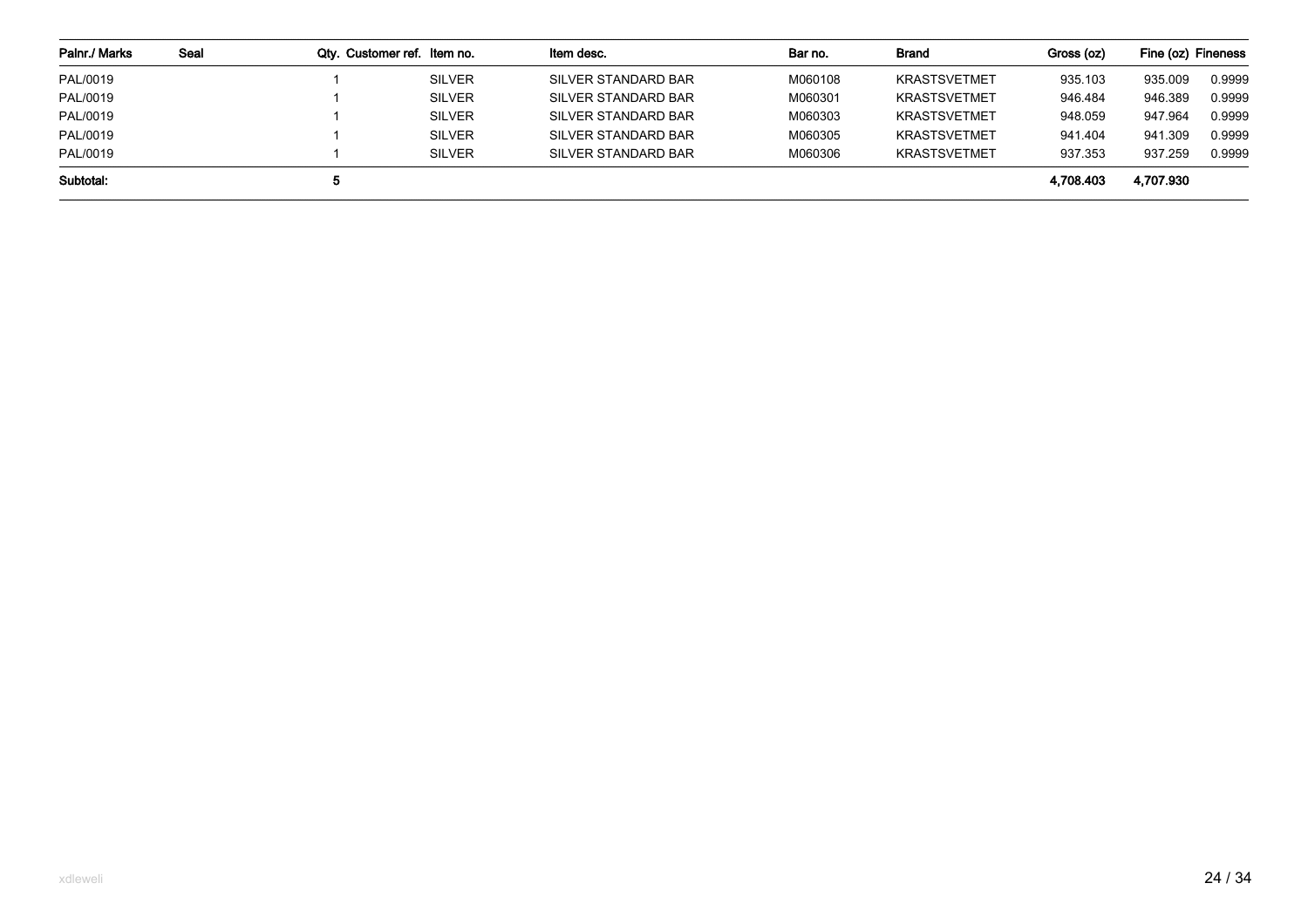| Palnr./ Marks | Seal | Qty. | Customer ref. | Item no. | Item desc. | Bar no. | Brand | Gross (oz) | Fine (oz) | Fineness |
|---|---|---|---|---|---|---|---|---|---|---|
| PAL/0019 | | 1 | | SILVER | SILVER STANDARD BAR | M060108 | KRASTSVETMET | 935.103 | 935.009 | 0.9999 |
| PAL/0019 | | 1 | | SILVER | SILVER STANDARD BAR | M060301 | KRASTSVETMET | 946.484 | 946.389 | 0.9999 |
| PAL/0019 | | 1 | | SILVER | SILVER STANDARD BAR | M060303 | KRASTSVETMET | 948.059 | 947.964 | 0.9999 |
| PAL/0019 | | 1 | | SILVER | SILVER STANDARD BAR | M060305 | KRASTSVETMET | 941.404 | 941.309 | 0.9999 |
| PAL/0019 | | 1 | | SILVER | SILVER STANDARD BAR | M060306 | KRASTSVETMET | 937.353 | 937.259 | 0.9999 |
| **Subtotal:** | | **5** | | | | | | **4,708.403** | **4,707.930** | |

xdleweli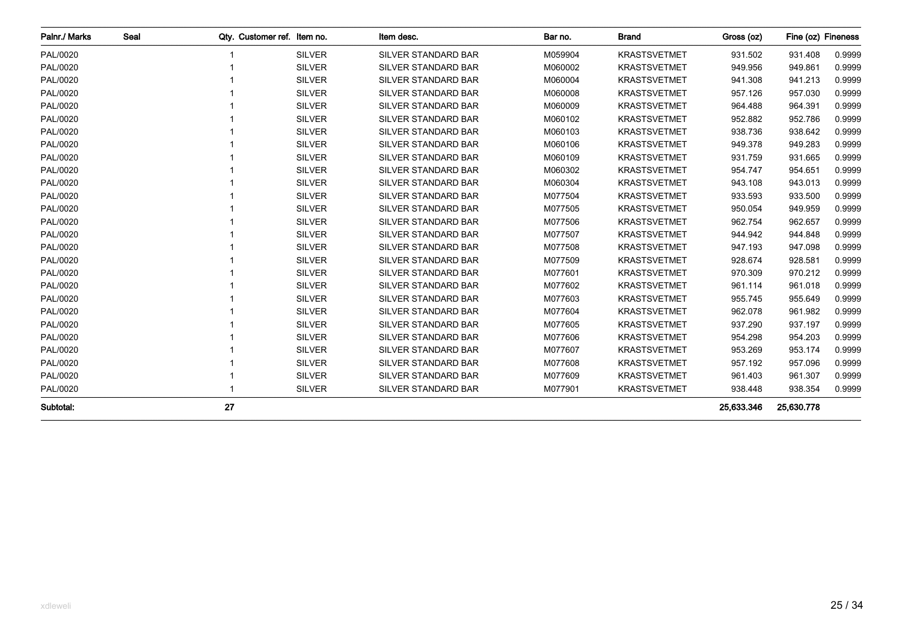| Palnr./ Marks | Seal | Qty. | Customer ref. | Item no. | Item desc. | Bar no. | Brand | Gross (oz) | Fine (oz) | Fineness |
|---|---|---|---|---|---|---|---|---|---|---|
| PAL/0020 | | 1 | | SILVER | SILVER STANDARD BAR | M059904 | KRASTSVETMET | 931.502 | 931.408 | 0.9999 |
| PAL/0020 | | 1 | | SILVER | SILVER STANDARD BAR | M060002 | KRASTSVETMET | 949.956 | 949.861 | 0.9999 |
| PAL/0020 | | 1 | | SILVER | SILVER STANDARD BAR | M060004 | KRASTSVETMET | 941.308 | 941.213 | 0.9999 |
| PAL/0020 | | 1 | | SILVER | SILVER STANDARD BAR | M060008 | KRASTSVETMET | 957.126 | 957.030 | 0.9999 |
| PAL/0020 | | 1 | | SILVER | SILVER STANDARD BAR | M060009 | KRASTSVETMET | 964.488 | 964.391 | 0.9999 |
| PAL/0020 | | 1 | | SILVER | SILVER STANDARD BAR | M060102 | KRASTSVETMET | 952.882 | 952.786 | 0.9999 |
| PAL/0020 | | 1 | | SILVER | SILVER STANDARD BAR | M060103 | KRASTSVETMET | 938.736 | 938.642 | 0.9999 |
| PAL/0020 | | 1 | | SILVER | SILVER STANDARD BAR | M060106 | KRASTSVETMET | 949.378 | 949.283 | 0.9999 |
| PAL/0020 | | 1 | | SILVER | SILVER STANDARD BAR | M060109 | KRASTSVETMET | 931.759 | 931.665 | 0.9999 |
| PAL/0020 | | 1 | | SILVER | SILVER STANDARD BAR | M060302 | KRASTSVETMET | 954.747 | 954.651 | 0.9999 |
| PAL/0020 | | 1 | | SILVER | SILVER STANDARD BAR | M060304 | KRASTSVETMET | 943.108 | 943.013 | 0.9999 |
| PAL/0020 | | 1 | | SILVER | SILVER STANDARD BAR | M077504 | KRASTSVETMET | 933.593 | 933.500 | 0.9999 |
| PAL/0020 | | 1 | | SILVER | SILVER STANDARD BAR | M077505 | KRASTSVETMET | 950.054 | 949.959 | 0.9999 |
| PAL/0020 | | 1 | | SILVER | SILVER STANDARD BAR | M077506 | KRASTSVETMET | 962.754 | 962.657 | 0.9999 |
| PAL/0020 | | 1 | | SILVER | SILVER STANDARD BAR | M077507 | KRASTSVETMET | 944.942 | 944.848 | 0.9999 |
| PAL/0020 | | 1 | | SILVER | SILVER STANDARD BAR | M077508 | KRASTSVETMET | 947.193 | 947.098 | 0.9999 |
| PAL/0020 | | 1 | | SILVER | SILVER STANDARD BAR | M077509 | KRASTSVETMET | 928.674 | 928.581 | 0.9999 |
| PAL/0020 | | 1 | | SILVER | SILVER STANDARD BAR | M077601 | KRASTSVETMET | 970.309 | 970.212 | 0.9999 |
| PAL/0020 | | 1 | | SILVER | SILVER STANDARD BAR | M077602 | KRASTSVETMET | 961.114 | 961.018 | 0.9999 |
| PAL/0020 | | 1 | | SILVER | SILVER STANDARD BAR | M077603 | KRASTSVETMET | 955.745 | 955.649 | 0.9999 |
| PAL/0020 | | 1 | | SILVER | SILVER STANDARD BAR | M077604 | KRASTSVETMET | 962.078 | 961.982 | 0.9999 |
| PAL/0020 | | 1 | | SILVER | SILVER STANDARD BAR | M077605 | KRASTSVETMET | 937.290 | 937.197 | 0.9999 |
| PAL/0020 | | 1 | | SILVER | SILVER STANDARD BAR | M077606 | KRASTSVETMET | 954.298 | 954.203 | 0.9999 |
| PAL/0020 | | 1 | | SILVER | SILVER STANDARD BAR | M077607 | KRASTSVETMET | 953.269 | 953.174 | 0.9999 |
| PAL/0020 | | 1 | | SILVER | SILVER STANDARD BAR | M077608 | KRASTSVETMET | 957.192 | 957.096 | 0.9999 |
| PAL/0020 | | 1 | | SILVER | SILVER STANDARD BAR | M077609 | KRASTSVETMET | 961.403 | 961.307 | 0.9999 |
| PAL/0020 | | 1 | | SILVER | SILVER STANDARD BAR | M077901 | KRASTSVETMET | 938.448 | 938.354 | 0.9999 |
| **Subtotal:** | | **27** | | | | | | **25,633.346** | **25,630.778** | |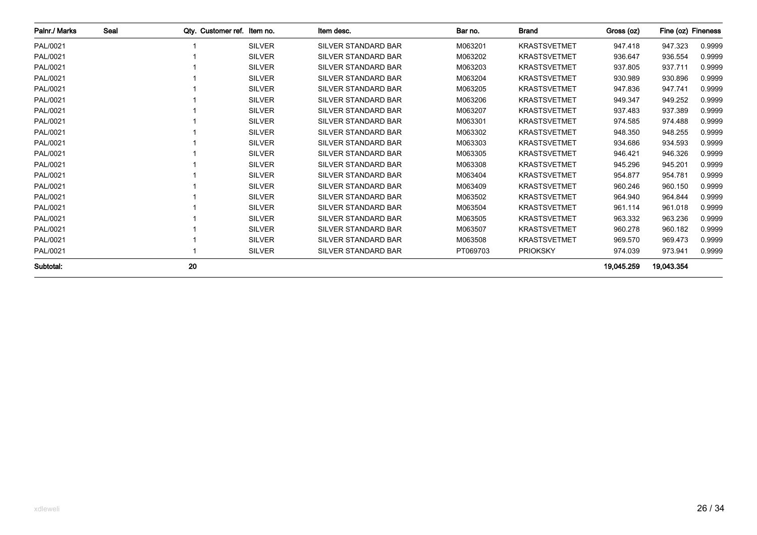| Palnr./ Marks | Seal | Qty. | Customer ref. | Item no. | Item desc. | Bar no. | Brand | Gross (oz) | Fine (oz) | Fineness |
|---|---|---|---|---|---|---|---|---|---|---|
| PAL/0021 | | 1 | | SILVER | SILVER STANDARD BAR | M063201 | KRASTSVETMET | 947.418 | 947.323 | 0.9999 |
| PAL/0021 | | 1 | | SILVER | SILVER STANDARD BAR | M063202 | KRASTSVETMET | 936.647 | 936.554 | 0.9999 |
| PAL/0021 | | 1 | | SILVER | SILVER STANDARD BAR | M063203 | KRASTSVETMET | 937.805 | 937.711 | 0.9999 |
| PAL/0021 | | 1 | | SILVER | SILVER STANDARD BAR | M063204 | KRASTSVETMET | 930.989 | 930.896 | 0.9999 |
| PAL/0021 | | 1 | | SILVER | SILVER STANDARD BAR | M063205 | KRASTSVETMET | 947.836 | 947.741 | 0.9999 |
| PAL/0021 | | 1 | | SILVER | SILVER STANDARD BAR | M063206 | KRASTSVETMET | 949.347 | 949.252 | 0.9999 |
| PAL/0021 | | 1 | | SILVER | SILVER STANDARD BAR | M063207 | KRASTSVETMET | 937.483 | 937.389 | 0.9999 |
| PAL/0021 | | 1 | | SILVER | SILVER STANDARD BAR | M063301 | KRASTSVETMET | 974.585 | 974.488 | 0.9999 |
| PAL/0021 | | 1 | | SILVER | SILVER STANDARD BAR | M063302 | KRASTSVETMET | 948.350 | 948.255 | 0.9999 |
| PAL/0021 | | 1 | | SILVER | SILVER STANDARD BAR | M063303 | KRASTSVETMET | 934.686 | 934.593 | 0.9999 |
| PAL/0021 | | 1 | | SILVER | SILVER STANDARD BAR | M063305 | KRASTSVETMET | 946.421 | 946.326 | 0.9999 |
| PAL/0021 | | 1 | | SILVER | SILVER STANDARD BAR | M063308 | KRASTSVETMET | 945.296 | 945.201 | 0.9999 |
| PAL/0021 | | 1 | | SILVER | SILVER STANDARD BAR | M063404 | KRASTSVETMET | 954.877 | 954.781 | 0.9999 |
| PAL/0021 | | 1 | | SILVER | SILVER STANDARD BAR | M063409 | KRASTSVETMET | 960.246 | 960.150 | 0.9999 |
| PAL/0021 | | 1 | | SILVER | SILVER STANDARD BAR | M063502 | KRASTSVETMET | 964.940 | 964.844 | 0.9999 |
| PAL/0021 | | 1 | | SILVER | SILVER STANDARD BAR | M063504 | KRASTSVETMET | 961.114 | 961.018 | 0.9999 |
| PAL/0021 | | 1 | | SILVER | SILVER STANDARD BAR | M063505 | KRASTSVETMET | 963.332 | 963.236 | 0.9999 |
| PAL/0021 | | 1 | | SILVER | SILVER STANDARD BAR | M063507 | KRASTSVETMET | 960.278 | 960.182 | 0.9999 |
| PAL/0021 | | 1 | | SILVER | SILVER STANDARD BAR | M063508 | KRASTSVETMET | 969.570 | 969.473 | 0.9999 |
| PAL/0021 | | 1 | | SILVER | SILVER STANDARD BAR | PT069703 | PRIOKSKY | 974.039 | 973.941 | 0.9999 |
| **Subtotal:** | | **20** | | | | | | **19,045.259** | **19,043.354** | |

xdleweli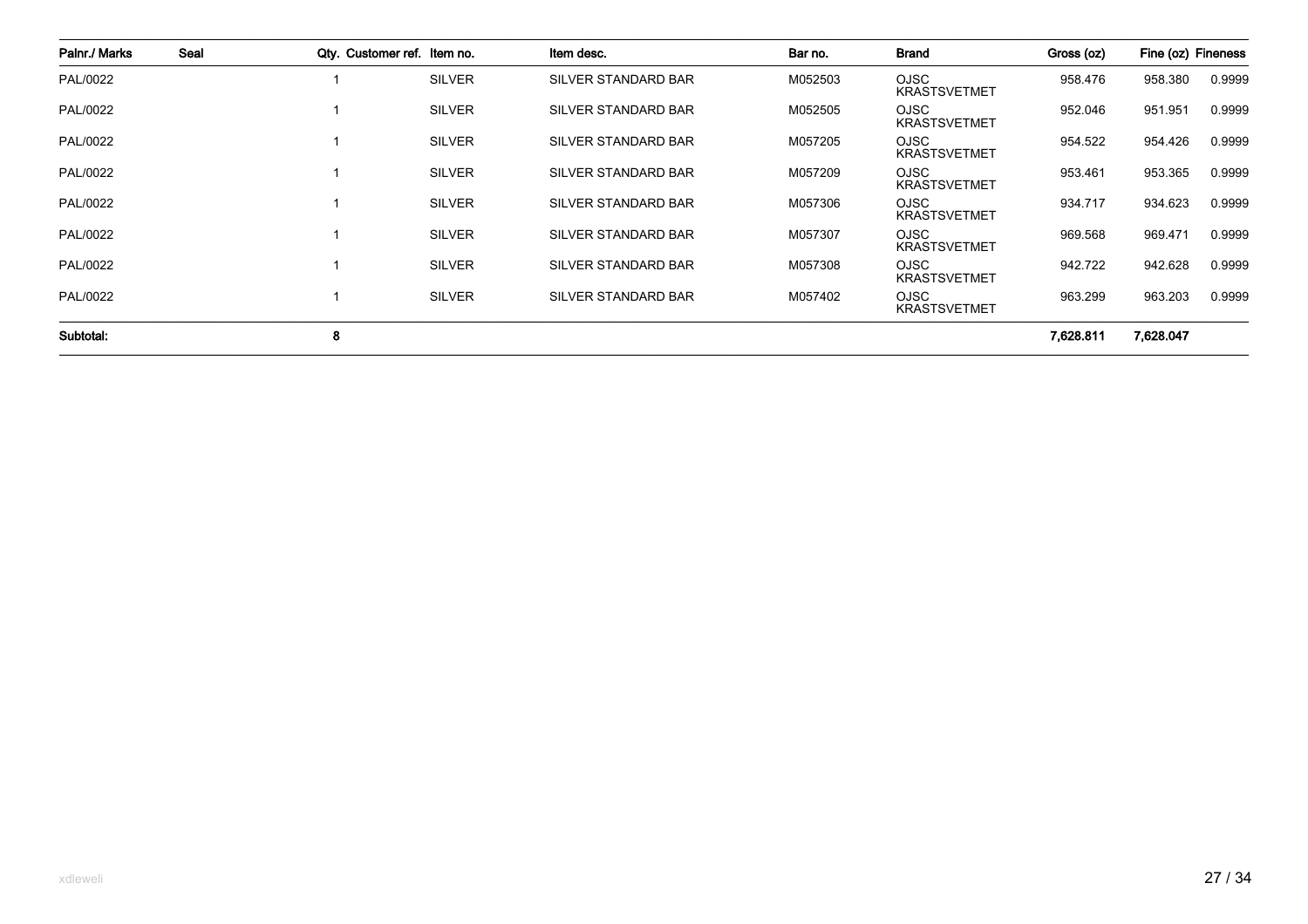| Palnr./ Marks | Seal | Qty. | Customer ref. | Item no. | Item desc. | Bar no. | Brand | Gross (oz) | Fine (oz) | Fineness |
|---|---|---|---|---|---|---|---|---|---|---|
| PAL/0022 | | 1 | | SILVER | SILVER STANDARD BAR | M052503 | OJSC KRASTSVETMET | 958.476 | 958.380 | 0.9999 |
| PAL/0022 | | 1 | | SILVER | SILVER STANDARD BAR | M052505 | OJSC KRASTSVETMET | 952.046 | 951.951 | 0.9999 |
| PAL/0022 | | 1 | | SILVER | SILVER STANDARD BAR | M057205 | OJSC KRASTSVETMET | 954.522 | 954.426 | 0.9999 |
| PAL/0022 | | 1 | | SILVER | SILVER STANDARD BAR | M057209 | OJSC KRASTSVETMET | 953.461 | 953.365 | 0.9999 |
| PAL/0022 | | 1 | | SILVER | SILVER STANDARD BAR | M057306 | OJSC KRASTSVETMET | 934.717 | 934.623 | 0.9999 |
| PAL/0022 | | 1 | | SILVER | SILVER STANDARD BAR | M057307 | OJSC KRASTSVETMET | 969.568 | 969.471 | 0.9999 |
| PAL/0022 | | 1 | | SILVER | SILVER STANDARD BAR | M057308 | OJSC KRASTSVETMET | 942.722 | 942.628 | 0.9999 |
| PAL/0022 | | 1 | | SILVER | SILVER STANDARD BAR | M057402 | OJSC KRASTSVETMET | 963.299 | 963.203 | 0.9999 |
| **Subtotal:** | | **8** | | | | | | **7,628.811** | **7,628.047** | |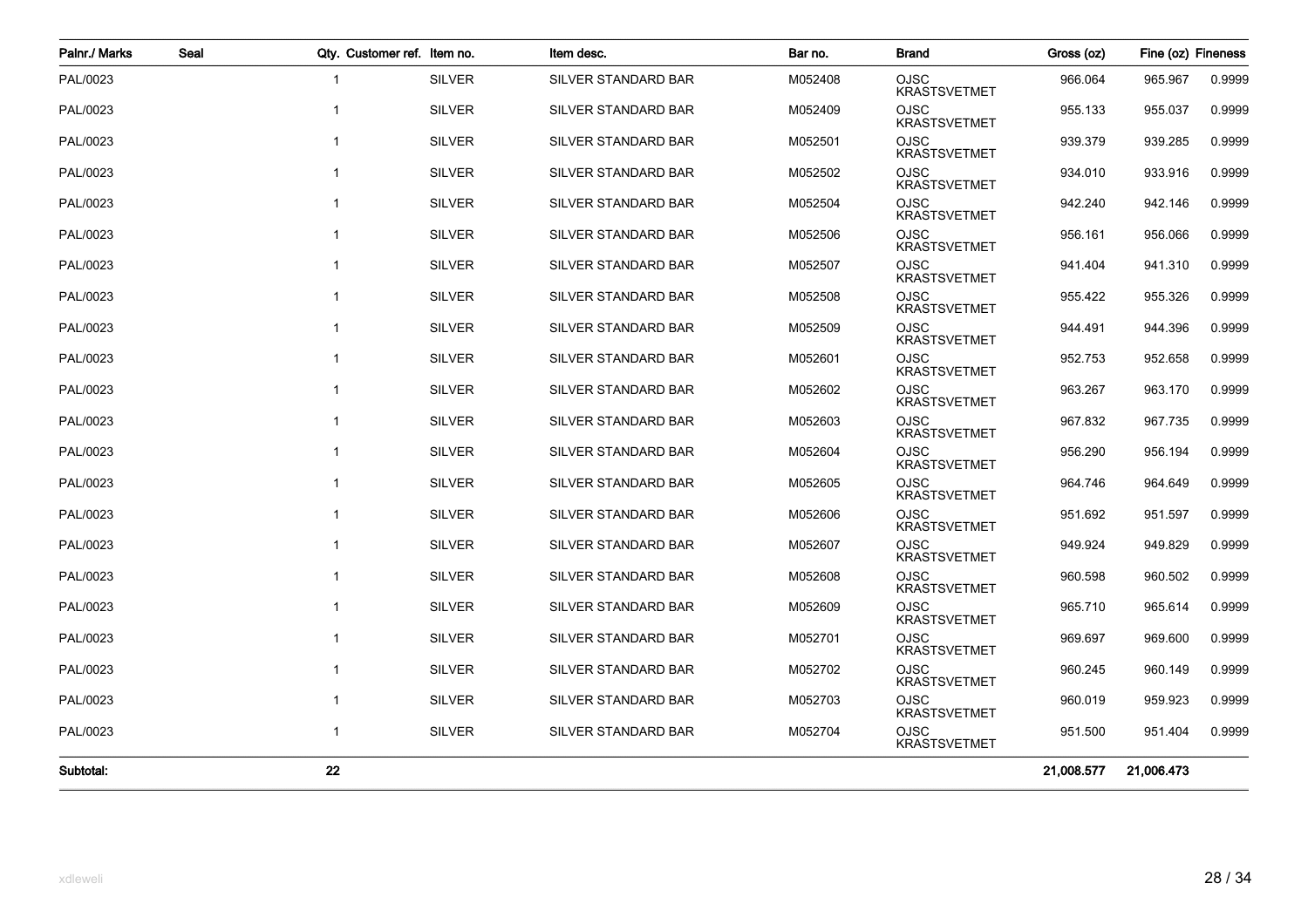| Palnr./ Marks | Seal | Qty. | Customer ref. | Item no. | Item desc. | Bar no. | Brand | Gross (oz) | Fine (oz) | Fineness |
|---|---|---|---|---|---|---|---|---|---|---|
| PAL/0023 | | 1 | | SILVER | SILVER STANDARD BAR | M052408 | OJSC KRASTSVETMET | 966.064 | 965.967 | 0.9999 |
| PAL/0023 | | 1 | | SILVER | SILVER STANDARD BAR | M052409 | OJSC KRASTSVETMET | 955.133 | 955.037 | 0.9999 |
| PAL/0023 | | 1 | | SILVER | SILVER STANDARD BAR | M052501 | OJSC KRASTSVETMET | 939.379 | 939.285 | 0.9999 |
| PAL/0023 | | 1 | | SILVER | SILVER STANDARD BAR | M052502 | OJSC KRASTSVETMET | 934.010 | 933.916 | 0.9999 |
| PAL/0023 | | 1 | | SILVER | SILVER STANDARD BAR | M052504 | OJSC KRASTSVETMET | 942.240 | 942.146 | 0.9999 |
| PAL/0023 | | 1 | | SILVER | SILVER STANDARD BAR | M052506 | OJSC KRASTSVETMET | 956.161 | 956.066 | 0.9999 |
| PAL/0023 | | 1 | | SILVER | SILVER STANDARD BAR | M052507 | OJSC KRASTSVETMET | 941.404 | 941.310 | 0.9999 |
| PAL/0023 | | 1 | | SILVER | SILVER STANDARD BAR | M052508 | OJSC KRASTSVETMET | 955.422 | 955.326 | 0.9999 |
| PAL/0023 | | 1 | | SILVER | SILVER STANDARD BAR | M052509 | OJSC KRASTSVETMET | 944.491 | 944.396 | 0.9999 |
| PAL/0023 | | 1 | | SILVER | SILVER STANDARD BAR | M052601 | OJSC KRASTSVETMET | 952.753 | 952.658 | 0.9999 |
| PAL/0023 | | 1 | | SILVER | SILVER STANDARD BAR | M052602 | OJSC KRASTSVETMET | 963.267 | 963.170 | 0.9999 |
| PAL/0023 | | 1 | | SILVER | SILVER STANDARD BAR | M052603 | OJSC KRASTSVETMET | 967.832 | 967.735 | 0.9999 |
| PAL/0023 | | 1 | | SILVER | SILVER STANDARD BAR | M052604 | OJSC KRASTSVETMET | 956.290 | 956.194 | 0.9999 |
| PAL/0023 | | 1 | | SILVER | SILVER STANDARD BAR | M052605 | OJSC KRASTSVETMET | 964.746 | 964.649 | 0.9999 |
| PAL/0023 | | 1 | | SILVER | SILVER STANDARD BAR | M052606 | OJSC KRASTSVETMET | 951.692 | 951.597 | 0.9999 |
| PAL/0023 | | 1 | | SILVER | SILVER STANDARD BAR | M052607 | OJSC KRASTSVETMET | 949.924 | 949.829 | 0.9999 |
| PAL/0023 | | 1 | | SILVER | SILVER STANDARD BAR | M052608 | OJSC KRASTSVETMET | 960.598 | 960.502 | 0.9999 |
| PAL/0023 | | 1 | | SILVER | SILVER STANDARD BAR | M052609 | OJSC KRASTSVETMET | 965.710 | 965.614 | 0.9999 |
| PAL/0023 | | 1 | | SILVER | SILVER STANDARD BAR | M052701 | OJSC KRASTSVETMET | 969.697 | 969.600 | 0.9999 |
| PAL/0023 | | 1 | | SILVER | SILVER STANDARD BAR | M052702 | OJSC KRASTSVETMET | 960.245 | 960.149 | 0.9999 |
| PAL/0023 | | 1 | | SILVER | SILVER STANDARD BAR | M052703 | OJSC KRASTSVETMET | 960.019 | 959.923 | 0.9999 |
| PAL/0023 | | 1 | | SILVER | SILVER STANDARD BAR | M052704 | OJSC KRASTSVETMET | 951.500 | 951.404 | 0.9999 |
| **Subtotal:** | | **22** | | | | | | **21,008.577** | **21,006.473** | |

xdleweli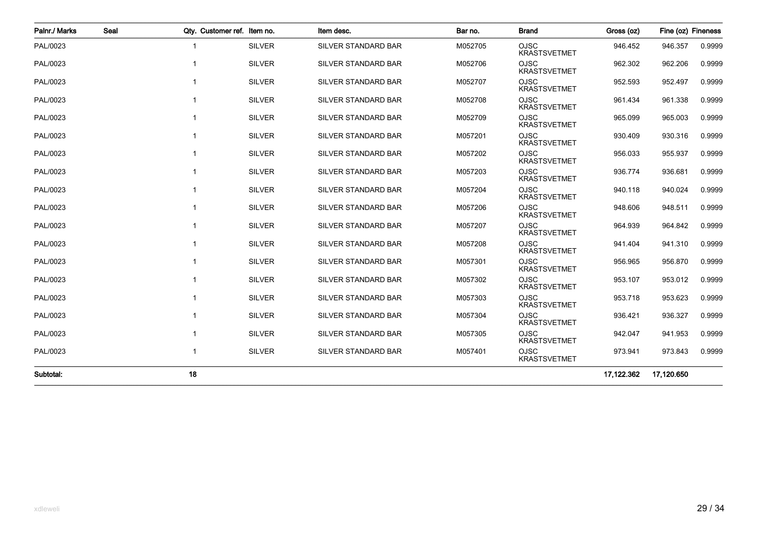| Palnr./ Marks | Seal | Qty. | Customer ref. | Item no. | Item desc. | Bar no. | Brand | Gross (oz) | Fine (oz) | Fineness |
|---|---|---|---|---|---|---|---|---|---|---|
| PAL/0023 | | 1 | | SILVER | SILVER STANDARD BAR | M052705 | OJSC KRASTSVETMET | 946.452 | 946.357 | 0.9999 |
| PAL/0023 | | 1 | | SILVER | SILVER STANDARD BAR | M052706 | OJSC KRASTSVETMET | 962.302 | 962.206 | 0.9999 |
| PAL/0023 | | 1 | | SILVER | SILVER STANDARD BAR | M052707 | OJSC KRASTSVETMET | 952.593 | 952.497 | 0.9999 |
| PAL/0023 | | 1 | | SILVER | SILVER STANDARD BAR | M052708 | OJSC KRASTSVETMET | 961.434 | 961.338 | 0.9999 |
| PAL/0023 | | 1 | | SILVER | SILVER STANDARD BAR | M052709 | OJSC KRASTSVETMET | 965.099 | 965.003 | 0.9999 |
| PAL/0023 | | 1 | | SILVER | SILVER STANDARD BAR | M057201 | OJSC KRASTSVETMET | 930.409 | 930.316 | 0.9999 |
| PAL/0023 | | 1 | | SILVER | SILVER STANDARD BAR | M057202 | OJSC KRASTSVETMET | 956.033 | 955.937 | 0.9999 |
| PAL/0023 | | 1 | | SILVER | SILVER STANDARD BAR | M057203 | OJSC KRASTSVETMET | 936.774 | 936.681 | 0.9999 |
| PAL/0023 | | 1 | | SILVER | SILVER STANDARD BAR | M057204 | OJSC KRASTSVETMET | 940.118 | 940.024 | 0.9999 |
| PAL/0023 | | 1 | | SILVER | SILVER STANDARD BAR | M057206 | OJSC KRASTSVETMET | 948.606 | 948.511 | 0.9999 |
| PAL/0023 | | 1 | | SILVER | SILVER STANDARD BAR | M057207 | OJSC KRASTSVETMET | 964.939 | 964.842 | 0.9999 |
| PAL/0023 | | 1 | | SILVER | SILVER STANDARD BAR | M057208 | OJSC KRASTSVETMET | 941.404 | 941.310 | 0.9999 |
| PAL/0023 | | 1 | | SILVER | SILVER STANDARD BAR | M057301 | OJSC KRASTSVETMET | 956.965 | 956.870 | 0.9999 |
| PAL/0023 | | 1 | | SILVER | SILVER STANDARD BAR | M057302 | OJSC KRASTSVETMET | 953.107 | 953.012 | 0.9999 |
| PAL/0023 | | 1 | | SILVER | SILVER STANDARD BAR | M057303 | OJSC KRASTSVETMET | 953.718 | 953.623 | 0.9999 |
| PAL/0023 | | 1 | | SILVER | SILVER STANDARD BAR | M057304 | OJSC KRASTSVETMET | 936.421 | 936.327 | 0.9999 |
| PAL/0023 | | 1 | | SILVER | SILVER STANDARD BAR | M057305 | OJSC KRASTSVETMET | 942.047 | 941.953 | 0.9999 |
| PAL/0023 | | 1 | | SILVER | SILVER STANDARD BAR | M057401 | OJSC KRASTSVETMET | 973.941 | 973.843 | 0.9999 |
| **Subtotal:** | | **18** | | | | | | **17,122.362** | **17,120.650** | |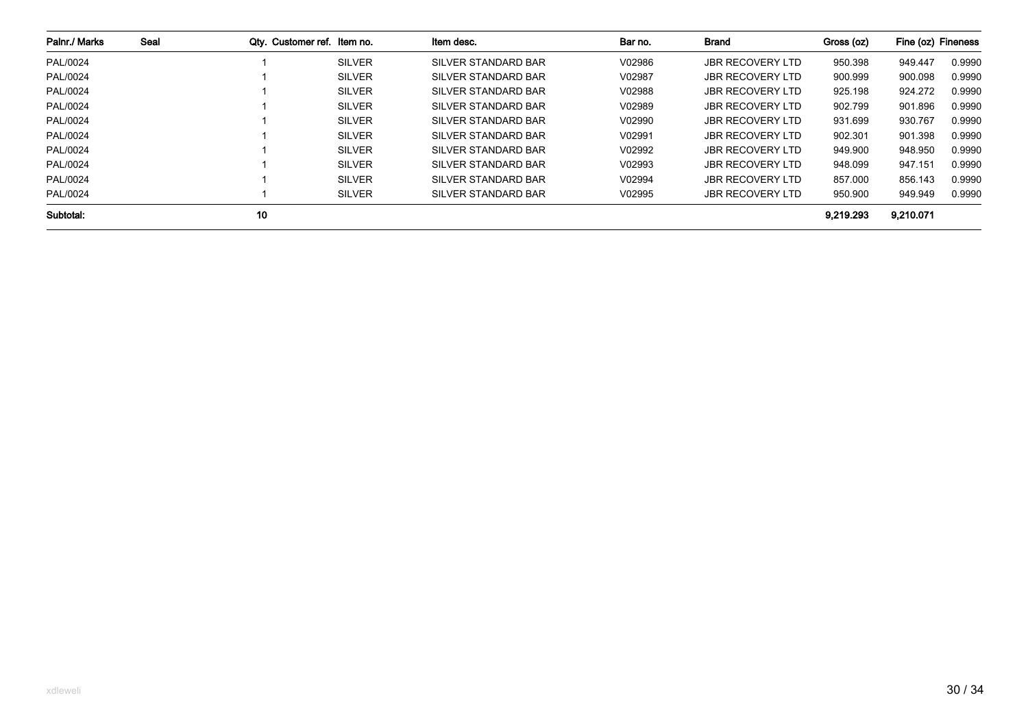| Palnr./ Marks | Seal | Qty. | Customer ref. | Item no. | Item desc. | Bar no. | Brand | Gross (oz) | Fine (oz) | Fineness |
|---|---|---|---|---|---|---|---|---|---|---|
| PAL/0024 | | 1 | | SILVER | SILVER STANDARD BAR | V02986 | JBR RECOVERY LTD | 950.398 | 949.447 | 0.9990 |
| PAL/0024 | | 1 | | SILVER | SILVER STANDARD BAR | V02987 | JBR RECOVERY LTD | 900.999 | 900.098 | 0.9990 |
| PAL/0024 | | 1 | | SILVER | SILVER STANDARD BAR | V02988 | JBR RECOVERY LTD | 925.198 | 924.272 | 0.9990 |
| PAL/0024 | | 1 | | SILVER | SILVER STANDARD BAR | V02989 | JBR RECOVERY LTD | 902.799 | 901.896 | 0.9990 |
| PAL/0024 | | 1 | | SILVER | SILVER STANDARD BAR | V02990 | JBR RECOVERY LTD | 931.699 | 930.767 | 0.9990 |
| PAL/0024 | | 1 | | SILVER | SILVER STANDARD BAR | V02991 | JBR RECOVERY LTD | 902.301 | 901.398 | 0.9990 |
| PAL/0024 | | 1 | | SILVER | SILVER STANDARD BAR | V02992 | JBR RECOVERY LTD | 949.900 | 948.950 | 0.9990 |
| PAL/0024 | | 1 | | SILVER | SILVER STANDARD BAR | V02993 | JBR RECOVERY LTD | 948.099 | 947.151 | 0.9990 |
| PAL/0024 | | 1 | | SILVER | SILVER STANDARD BAR | V02994 | JBR RECOVERY LTD | 857.000 | 856.143 | 0.9990 |
| PAL/0024 | | 1 | | SILVER | SILVER STANDARD BAR | V02995 | JBR RECOVERY LTD | 950.900 | 949.949 | 0.9990 |
| **Subtotal:** | | **10** | | | | | | **9,219.293** | **9,210.071** | |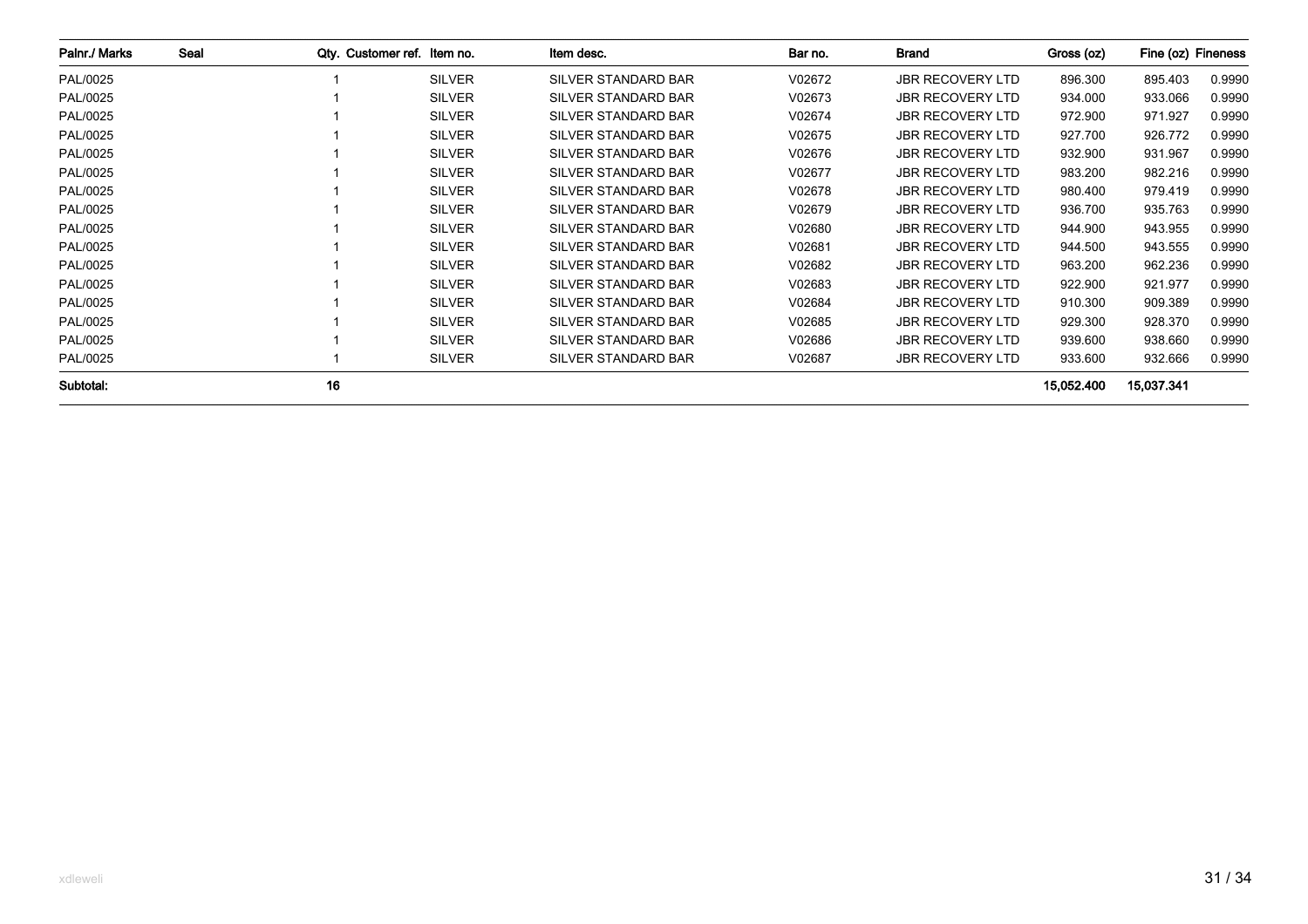| Palnr./ Marks | Seal | Qty. | Customer ref. | Item no. | Item desc. | Bar no. | Brand | Gross (oz) | Fine (oz) | Fineness |
|---|---|---|---|---|---|---|---|---|---|---|
| PAL/0025 | | 1 | | SILVER | SILVER STANDARD BAR | V02672 | JBR RECOVERY LTD | 896.300 | 895.403 | 0.9990 |
| PAL/0025 | | 1 | | SILVER | SILVER STANDARD BAR | V02673 | JBR RECOVERY LTD | 934.000 | 933.066 | 0.9990 |
| PAL/0025 | | 1 | | SILVER | SILVER STANDARD BAR | V02674 | JBR RECOVERY LTD | 972.900 | 971.927 | 0.9990 |
| PAL/0025 | | 1 | | SILVER | SILVER STANDARD BAR | V02675 | JBR RECOVERY LTD | 927.700 | 926.772 | 0.9990 |
| PAL/0025 | | 1 | | SILVER | SILVER STANDARD BAR | V02676 | JBR RECOVERY LTD | 932.900 | 931.967 | 0.9990 |
| PAL/0025 | | 1 | | SILVER | SILVER STANDARD BAR | V02677 | JBR RECOVERY LTD | 983.200 | 982.216 | 0.9990 |
| PAL/0025 | | 1 | | SILVER | SILVER STANDARD BAR | V02678 | JBR RECOVERY LTD | 980.400 | 979.419 | 0.9990 |
| PAL/0025 | | 1 | | SILVER | SILVER STANDARD BAR | V02679 | JBR RECOVERY LTD | 936.700 | 935.763 | 0.9990 |
| PAL/0025 | | 1 | | SILVER | SILVER STANDARD BAR | V02680 | JBR RECOVERY LTD | 944.900 | 943.955 | 0.9990 |
| PAL/0025 | | 1 | | SILVER | SILVER STANDARD BAR | V02681 | JBR RECOVERY LTD | 944.500 | 943.555 | 0.9990 |
| PAL/0025 | | 1 | | SILVER | SILVER STANDARD BAR | V02682 | JBR RECOVERY LTD | 963.200 | 962.236 | 0.9990 |
| PAL/0025 | | 1 | | SILVER | SILVER STANDARD BAR | V02683 | JBR RECOVERY LTD | 922.900 | 921.977 | 0.9990 |
| PAL/0025 | | 1 | | SILVER | SILVER STANDARD BAR | V02684 | JBR RECOVERY LTD | 910.300 | 909.389 | 0.9990 |
| PAL/0025 | | 1 | | SILVER | SILVER STANDARD BAR | V02685 | JBR RECOVERY LTD | 929.300 | 928.370 | 0.9990 |
| PAL/0025 | | 1 | | SILVER | SILVER STANDARD BAR | V02686 | JBR RECOVERY LTD | 939.600 | 938.660 | 0.9990 |
| PAL/0025 | | 1 | | SILVER | SILVER STANDARD BAR | V02687 | JBR RECOVERY LTD | 933.600 | 932.666 | 0.9990 |
| **Subtotal:** | | **16** | | | | | | **15,052.400** | **15,037.341** | |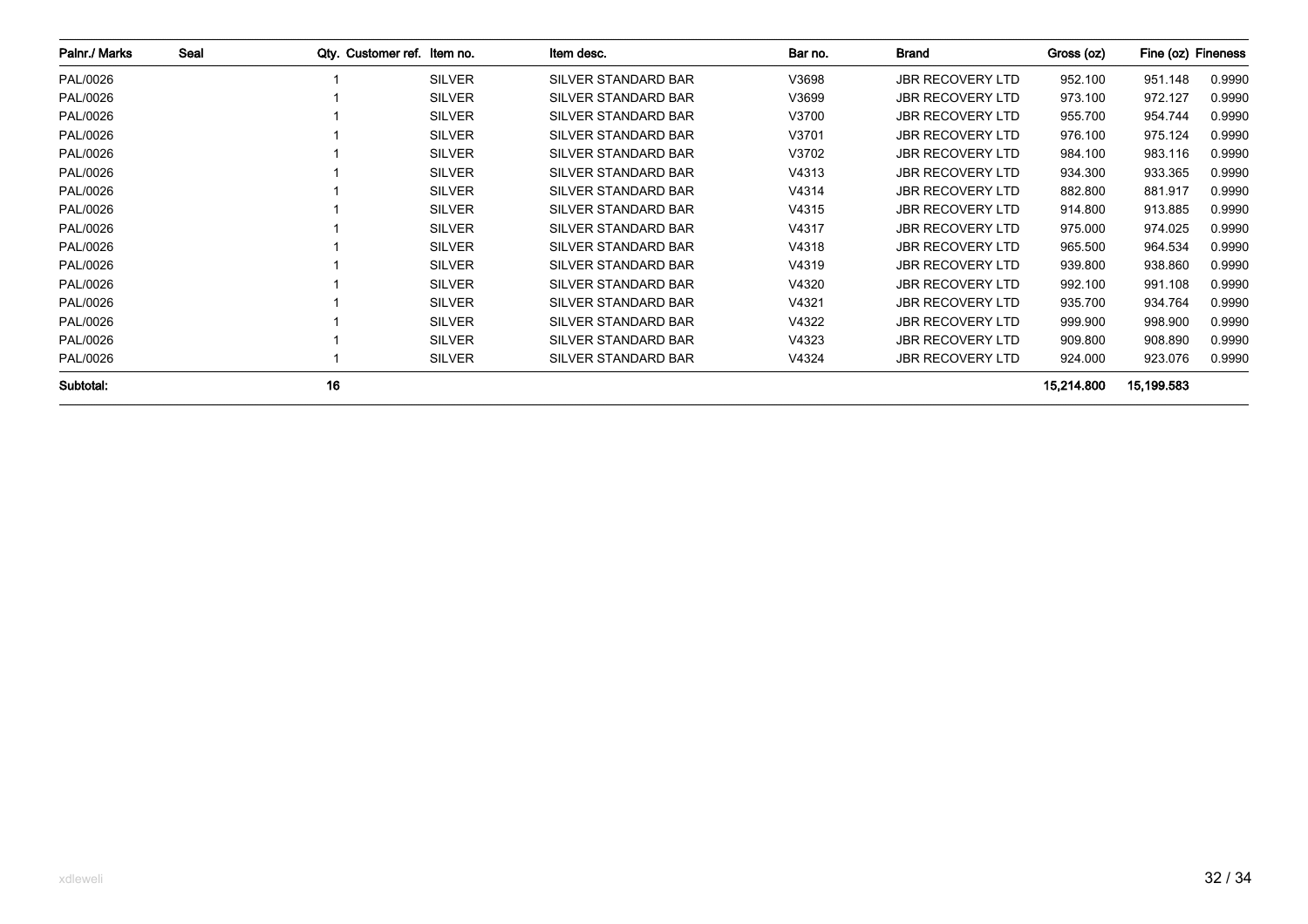| Palnr./ Marks | Seal | Qty. | Customer ref. | Item no. | Item desc. | Bar no. | Brand | Gross (oz) | Fine (oz) | Fineness |
|---|---|---|---|---|---|---|---|---|---|---|
| PAL/0026 | | 1 | | SILVER | SILVER STANDARD BAR | V3698 | JBR RECOVERY LTD | 952.100 | 951.148 | 0.9990 |
| PAL/0026 | | 1 | | SILVER | SILVER STANDARD BAR | V3699 | JBR RECOVERY LTD | 973.100 | 972.127 | 0.9990 |
| PAL/0026 | | 1 | | SILVER | SILVER STANDARD BAR | V3700 | JBR RECOVERY LTD | 955.700 | 954.744 | 0.9990 |
| PAL/0026 | | 1 | | SILVER | SILVER STANDARD BAR | V3701 | JBR RECOVERY LTD | 976.100 | 975.124 | 0.9990 |
| PAL/0026 | | 1 | | SILVER | SILVER STANDARD BAR | V3702 | JBR RECOVERY LTD | 984.100 | 983.116 | 0.9990 |
| PAL/0026 | | 1 | | SILVER | SILVER STANDARD BAR | V4313 | JBR RECOVERY LTD | 934.300 | 933.365 | 0.9990 |
| PAL/0026 | | 1 | | SILVER | SILVER STANDARD BAR | V4314 | JBR RECOVERY LTD | 882.800 | 881.917 | 0.9990 |
| PAL/0026 | | 1 | | SILVER | SILVER STANDARD BAR | V4315 | JBR RECOVERY LTD | 914.800 | 913.885 | 0.9990 |
| PAL/0026 | | 1 | | SILVER | SILVER STANDARD BAR | V4317 | JBR RECOVERY LTD | 975.000 | 974.025 | 0.9990 |
| PAL/0026 | | 1 | | SILVER | SILVER STANDARD BAR | V4318 | JBR RECOVERY LTD | 965.500 | 964.534 | 0.9990 |
| PAL/0026 | | 1 | | SILVER | SILVER STANDARD BAR | V4319 | JBR RECOVERY LTD | 939.800 | 938.860 | 0.9990 |
| PAL/0026 | | 1 | | SILVER | SILVER STANDARD BAR | V4320 | JBR RECOVERY LTD | 992.100 | 991.108 | 0.9990 |
| PAL/0026 | | 1 | | SILVER | SILVER STANDARD BAR | V4321 | JBR RECOVERY LTD | 935.700 | 934.764 | 0.9990 |
| PAL/0026 | | 1 | | SILVER | SILVER STANDARD BAR | V4322 | JBR RECOVERY LTD | 999.900 | 998.900 | 0.9990 |
| PAL/0026 | | 1 | | SILVER | SILVER STANDARD BAR | V4323 | JBR RECOVERY LTD | 909.800 | 908.890 | 0.9990 |
| PAL/0026 | | 1 | | SILVER | SILVER STANDARD BAR | V4324 | JBR RECOVERY LTD | 924.000 | 923.076 | 0.9990 |
| **Subtotal:** | | **16** | | | | | | **15,214.800** | **15,199.583** | |

xdleweli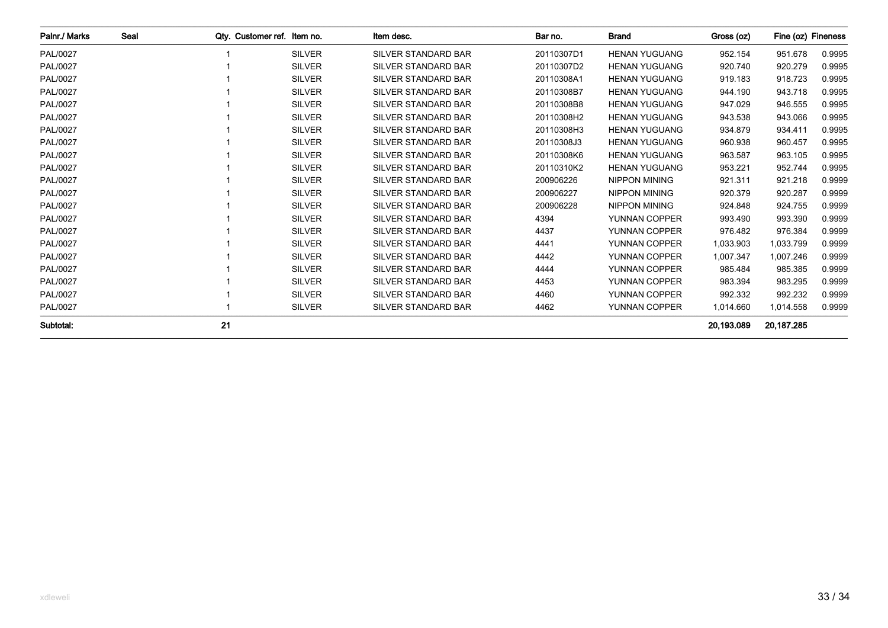| Palnr./ Marks | Seal | Qty. | Customer ref. | Item no. | Item desc. | Bar no. | Brand | Gross (oz) | Fine (oz) | Fineness |
|---|---|---|---|---|---|---|---|---|---|---|
| PAL/0027 | | 1 | | SILVER | SILVER STANDARD BAR | 20110307D1 | HENAN YUGUANG | 952.154 | 951.678 | 0.9995 |
| PAL/0027 | | 1 | | SILVER | SILVER STANDARD BAR | 20110307D2 | HENAN YUGUANG | 920.740 | 920.279 | 0.9995 |
| PAL/0027 | | 1 | | SILVER | SILVER STANDARD BAR | 20110308A1 | HENAN YUGUANG | 919.183 | 918.723 | 0.9995 |
| PAL/0027 | | 1 | | SILVER | SILVER STANDARD BAR | 20110308B7 | HENAN YUGUANG | 944.190 | 943.718 | 0.9995 |
| PAL/0027 | | 1 | | SILVER | SILVER STANDARD BAR | 20110308B8 | HENAN YUGUANG | 947.029 | 946.555 | 0.9995 |
| PAL/0027 | | 1 | | SILVER | SILVER STANDARD BAR | 20110308H2 | HENAN YUGUANG | 943.538 | 943.066 | 0.9995 |
| PAL/0027 | | 1 | | SILVER | SILVER STANDARD BAR | 20110308H3 | HENAN YUGUANG | 934.879 | 934.411 | 0.9995 |
| PAL/0027 | | 1 | | SILVER | SILVER STANDARD BAR | 20110308J3 | HENAN YUGUANG | 960.938 | 960.457 | 0.9995 |
| PAL/0027 | | 1 | | SILVER | SILVER STANDARD BAR | 20110308K6 | HENAN YUGUANG | 963.587 | 963.105 | 0.9995 |
| PAL/0027 | | 1 | | SILVER | SILVER STANDARD BAR | 20110310K2 | HENAN YUGUANG | 953.221 | 952.744 | 0.9995 |
| PAL/0027 | | 1 | | SILVER | SILVER STANDARD BAR | 200906226 | NIPPON MINING | 921.311 | 921.218 | 0.9999 |
| PAL/0027 | | 1 | | SILVER | SILVER STANDARD BAR | 200906227 | NIPPON MINING | 920.379 | 920.287 | 0.9999 |
| PAL/0027 | | 1 | | SILVER | SILVER STANDARD BAR | 200906228 | NIPPON MINING | 924.848 | 924.755 | 0.9999 |
| PAL/0027 | | 1 | | SILVER | SILVER STANDARD BAR | 4394 | YUNNAN COPPER | 993.490 | 993.390 | 0.9999 |
| PAL/0027 | | 1 | | SILVER | SILVER STANDARD BAR | 4437 | YUNNAN COPPER | 976.482 | 976.384 | 0.9999 |
| PAL/0027 | | 1 | | SILVER | SILVER STANDARD BAR | 4441 | YUNNAN COPPER | 1,033.903 | 1,033.799 | 0.9999 |
| PAL/0027 | | 1 | | SILVER | SILVER STANDARD BAR | 4442 | YUNNAN COPPER | 1,007.347 | 1,007.246 | 0.9999 |
| PAL/0027 | | 1 | | SILVER | SILVER STANDARD BAR | 4444 | YUNNAN COPPER | 985.484 | 985.385 | 0.9999 |
| PAL/0027 | | 1 | | SILVER | SILVER STANDARD BAR | 4453 | YUNNAN COPPER | 983.394 | 983.295 | 0.9999 |
| PAL/0027 | | 1 | | SILVER | SILVER STANDARD BAR | 4460 | YUNNAN COPPER | 992.332 | 992.232 | 0.9999 |
| PAL/0027 | | 1 | | SILVER | SILVER STANDARD BAR | 4462 | YUNNAN COPPER | 1,014.660 | 1,014.558 | 0.9999 |
| **Subtotal:** | | **21** | | | | | | **20,193.089** | **20,187.285** | |

xdleweli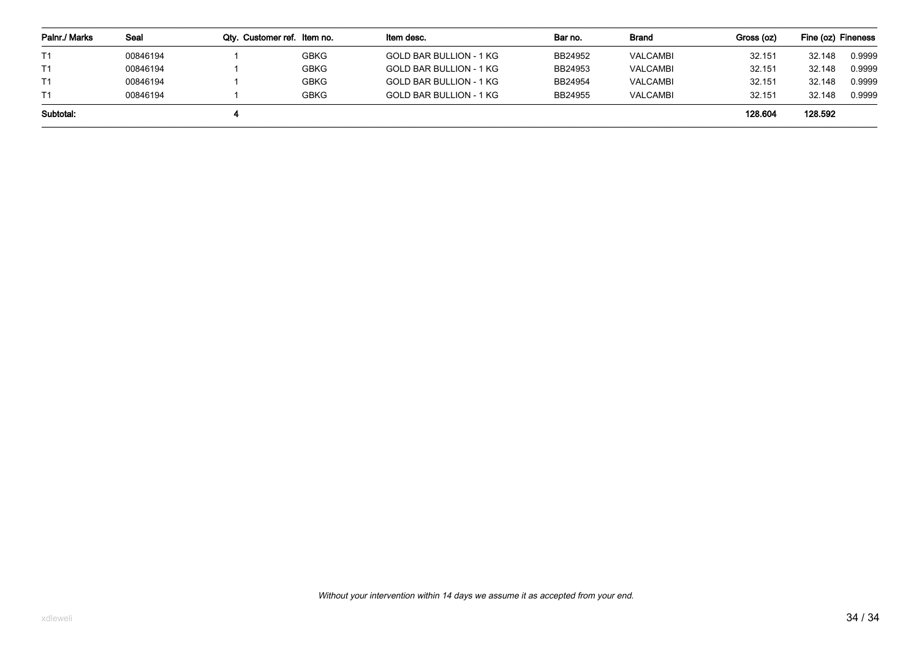| Palnr./ Marks | Seal | Qty. | Customer ref. | Item no. | Item desc. | Bar no. | Brand | Gross (oz) | Fine (oz) | Fineness |
|---|---|---|---|---|---|---|---|---|---|---|
| T1 | 00846194 | 1 | | GBKG | GOLD BAR BULLION - 1 KG | BB24952 | VALCAMBI | 32.151 | 32.148 | 0.9999 |
| T1 | 00846194 | 1 | | GBKG | GOLD BAR BULLION - 1 KG | BB24953 | VALCAMBI | 32.151 | 32.148 | 0.9999 |
| T1 | 00846194 | 1 | | GBKG | GOLD BAR BULLION - 1 KG | BB24954 | VALCAMBI | 32.151 | 32.148 | 0.9999 |
| T1 | 00846194 | 1 | | GBKG | GOLD BAR BULLION - 1 KG | BB24955 | VALCAMBI | 32.151 | 32.148 | 0.9999 |
| **Subtotal:** | | **4** | | | | | | **128.604** | **128.592** | |

*Without your intervention within 14 days we assume it as accepted from your end.*

xdleweli